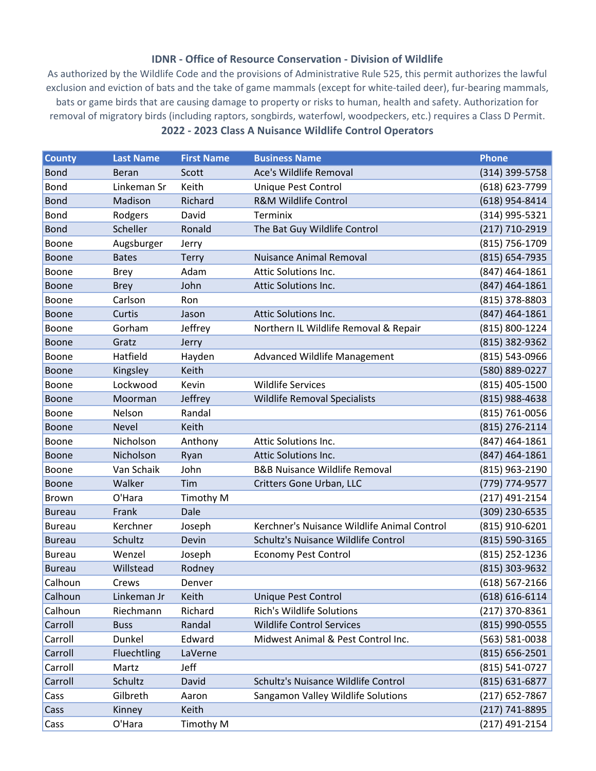### IDNR - Office of Resource Conservation - Division of Wildlife

As authorized by the Wildlife Code and the provisions of Administrative Rule 525, this permit authorizes the lawful exclusion and eviction of bats and the take of game mammals (except for white-tailed deer), fur-bearing mammals, bats or game birds that are causing damage to property or risks to human, health and safety. Authorization for removal of migratory birds (including raptors, songbirds, waterfowl, woodpeckers, etc.) requires a Class D Permit.

### 2022 - 2023 Class A Nuisance Wildlife Control Operators

| County | Last Name | First Name | Business Name | Phone |
|---|---|---|---|---|
| Bond | Beran | Scott | Ace's Wildlife Removal | (314) 399-5758 |
| Bond | Linkeman Sr | Keith | Unique Pest Control | (618) 623-7799 |
| Bond | Madison | Richard | R&M Wildlife Control | (618) 954-8414 |
| Bond | Rodgers | David | Terminix | (314) 995-5321 |
| Bond | Scheller | Ronald | The Bat Guy Wildlife Control | (217) 710-2919 |
| Boone | Augsburger | Jerry | | (815) 756-1709 |
| Boone | Bates | Terry | Nuisance Animal Removal | (815) 654-7935 |
| Boone | Brey | Adam | Attic Solutions Inc. | (847) 464-1861 |
| Boone | Brey | John | Attic Solutions Inc. | (847) 464-1861 |
| Boone | Carlson | Ron | | (815) 378-8803 |
| Boone | Curtis | Jason | Attic Solutions Inc. | (847) 464-1861 |
| Boone | Gorham | Jeffrey | Northern IL Wildlife Removal & Repair | (815) 800-1224 |
| Boone | Gratz | Jerry | | (815) 382-9362 |
| Boone | Hatfield | Hayden | Advanced Wildlife Management | (815) 543-0966 |
| Boone | Kingsley | Keith | | (580) 889-0227 |
| Boone | Lockwood | Kevin | Wildlife Services | (815) 405-1500 |
| Boone | Moorman | Jeffrey | Wildlife Removal Specialists | (815) 988-4638 |
| Boone | Nelson | Randal | | (815) 761-0056 |
| Boone | Nevel | Keith | | (815) 276-2114 |
| Boone | Nicholson | Anthony | Attic Solutions Inc. | (847) 464-1861 |
| Boone | Nicholson | Ryan | Attic Solutions Inc. | (847) 464-1861 |
| Boone | Van Schaik | John | B&B Nuisance Wildlife Removal | (815) 963-2190 |
| Boone | Walker | Tim | Critters Gone Urban, LLC | (779) 774-9577 |
| Brown | O'Hara | Timothy M | | (217) 491-2154 |
| Bureau | Frank | Dale | | (309) 230-6535 |
| Bureau | Kerchner | Joseph | Kerchner's Nuisance Wildlife Animal Control | (815) 910-6201 |
| Bureau | Schultz | Devin | Schultz's Nuisance Wildlife Control | (815) 590-3165 |
| Bureau | Wenzel | Joseph | Economy Pest Control | (815) 252-1236 |
| Bureau | Willstead | Rodney | | (815) 303-9632 |
| Calhoun | Crews | Denver | | (618) 567-2166 |
| Calhoun | Linkeman Jr | Keith | Unique Pest Control | (618) 616-6114 |
| Calhoun | Riechmann | Richard | Rich's Wildlife Solutions | (217) 370-8361 |
| Carroll | Buss | Randal | Wildlife Control Services | (815) 990-0555 |
| Carroll | Dunkel | Edward | Midwest Animal & Pest Control Inc. | (563) 581-0038 |
| Carroll | Fluechtling | LaVerne | | (815) 656-2501 |
| Carroll | Martz | Jeff | | (815) 541-0727 |
| Carroll | Schultz | David | Schultz's Nuisance Wildlife Control | (815) 631-6877 |
| Cass | Gilbreth | Aaron | Sangamon Valley Wildlife Solutions | (217) 652-7867 |
| Cass | Kinney | Keith | | (217) 741-8895 |
| Cass | O'Hara | Timothy M | | (217) 491-2154 |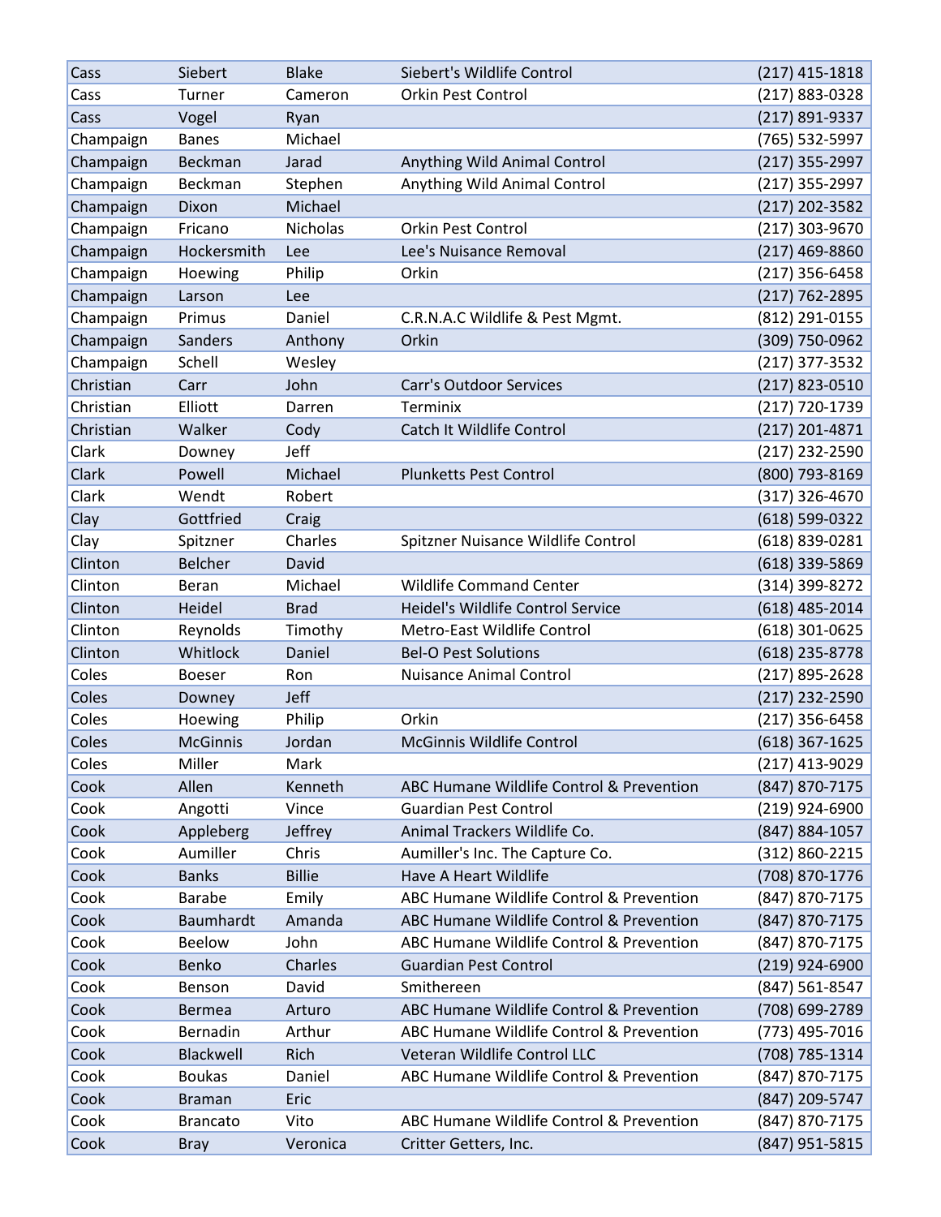| | | | | |
|---|---|---|---|---|
| Cass | Siebert | Blake | Siebert's Wildlife Control | (217) 415-1818 |
| Cass | Turner | Cameron | Orkin Pest Control | (217) 883-0328 |
| Cass | Vogel | Ryan | | (217) 891-9337 |
| Champaign | Banes | Michael | | (765) 532-5997 |
| Champaign | Beckman | Jarad | Anything Wild Animal Control | (217) 355-2997 |
| Champaign | Beckman | Stephen | Anything Wild Animal Control | (217) 355-2997 |
| Champaign | Dixon | Michael | | (217) 202-3582 |
| Champaign | Fricano | Nicholas | Orkin Pest Control | (217) 303-9670 |
| Champaign | Hockersmith | Lee | Lee's Nuisance Removal | (217) 469-8860 |
| Champaign | Hoewing | Philip | Orkin | (217) 356-6458 |
| Champaign | Larson | Lee | | (217) 762-2895 |
| Champaign | Primus | Daniel | C.R.N.A.C Wildlife & Pest Mgmt. | (812) 291-0155 |
| Champaign | Sanders | Anthony | Orkin | (309) 750-0962 |
| Champaign | Schell | Wesley | | (217) 377-3532 |
| Christian | Carr | John | Carr's Outdoor Services | (217) 823-0510 |
| Christian | Elliott | Darren | Terminix | (217) 720-1739 |
| Christian | Walker | Cody | Catch It Wildlife Control | (217) 201-4871 |
| Clark | Downey | Jeff | | (217) 232-2590 |
| Clark | Powell | Michael | Plunketts Pest Control | (800) 793-8169 |
| Clark | Wendt | Robert | | (317) 326-4670 |
| Clay | Gottfried | Craig | | (618) 599-0322 |
| Clay | Spitzner | Charles | Spitzner Nuisance Wildlife Control | (618) 839-0281 |
| Clinton | Belcher | David | | (618) 339-5869 |
| Clinton | Beran | Michael | Wildlife Command Center | (314) 399-8272 |
| Clinton | Heidel | Brad | Heidel's Wildlife Control Service | (618) 485-2014 |
| Clinton | Reynolds | Timothy | Metro-East Wildlife Control | (618) 301-0625 |
| Clinton | Whitlock | Daniel | Bel-O Pest Solutions | (618) 235-8778 |
| Coles | Boeser | Ron | Nuisance Animal Control | (217) 895-2628 |
| Coles | Downey | Jeff | | (217) 232-2590 |
| Coles | Hoewing | Philip | Orkin | (217) 356-6458 |
| Coles | McGinnis | Jordan | McGinnis Wildlife Control | (618) 367-1625 |
| Coles | Miller | Mark | | (217) 413-9029 |
| Cook | Allen | Kenneth | ABC Humane Wildlife Control & Prevention | (847) 870-7175 |
| Cook | Angotti | Vince | Guardian Pest Control | (219) 924-6900 |
| Cook | Appleberg | Jeffrey | Animal Trackers Wildlife Co. | (847) 884-1057 |
| Cook | Aumiller | Chris | Aumiller's Inc. The Capture Co. | (312) 860-2215 |
| Cook | Banks | Billie | Have A Heart Wildlife | (708) 870-1776 |
| Cook | Barabe | Emily | ABC Humane Wildlife Control & Prevention | (847) 870-7175 |
| Cook | Baumhardt | Amanda | ABC Humane Wildlife Control & Prevention | (847) 870-7175 |
| Cook | Beelow | John | ABC Humane Wildlife Control & Prevention | (847) 870-7175 |
| Cook | Benko | Charles | Guardian Pest Control | (219) 924-6900 |
| Cook | Benson | David | Smithereen | (847) 561-8547 |
| Cook | Bermea | Arturo | ABC Humane Wildlife Control & Prevention | (708) 699-2789 |
| Cook | Bernadin | Arthur | ABC Humane Wildlife Control & Prevention | (773) 495-7016 |
| Cook | Blackwell | Rich | Veteran Wildlife Control LLC | (708) 785-1314 |
| Cook | Boukas | Daniel | ABC Humane Wildlife Control & Prevention | (847) 870-7175 |
| Cook | Braman | Eric | | (847) 209-5747 |
| Cook | Brancato | Vito | ABC Humane Wildlife Control & Prevention | (847) 870-7175 |
| Cook | Bray | Veronica | Critter Getters, Inc. | (847) 951-5815 |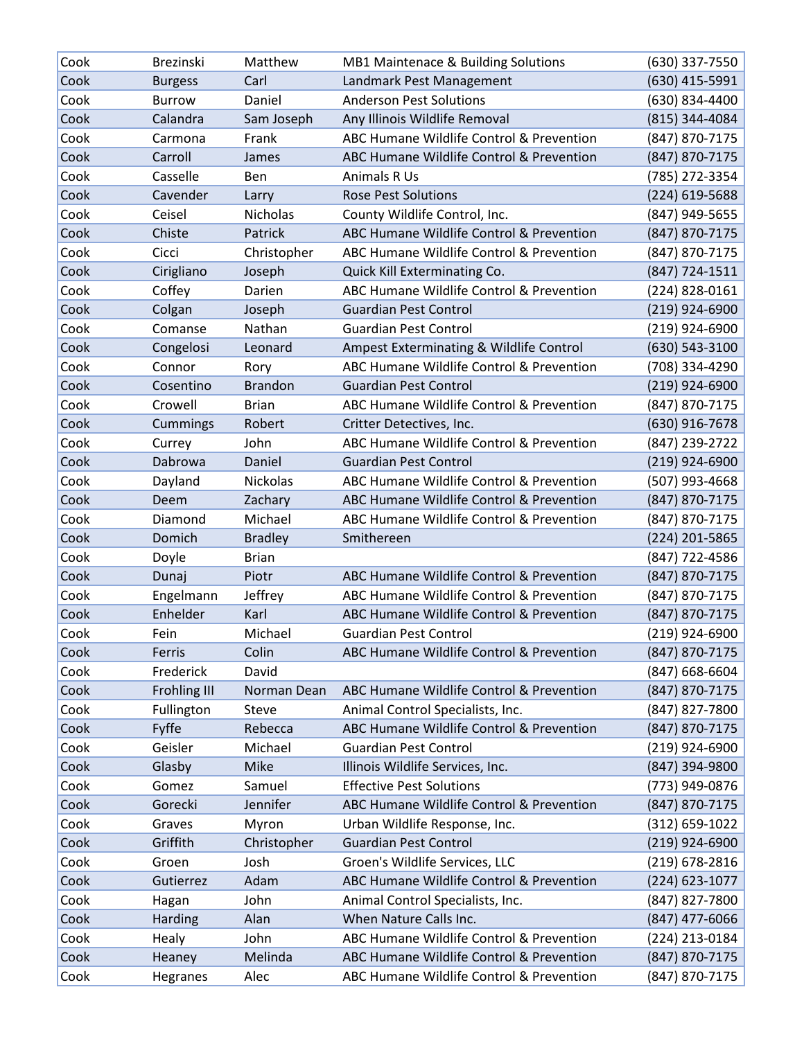| Cook | Brezinski | Matthew | MB1 Maintenace & Building Solutions | (630) 337-7550 |
|---|---|---|---|---|
| Cook | Burgess | Carl | Landmark Pest Management | (630) 415-5991 |
| Cook | Burrow | Daniel | Anderson Pest Solutions | (630) 834-4400 |
| Cook | Calandra | Sam Joseph | Any Illinois Wildlife Removal | (815) 344-4084 |
| Cook | Carmona | Frank | ABC Humane Wildlife Control & Prevention | (847) 870-7175 |
| Cook | Carroll | James | ABC Humane Wildlife Control & Prevention | (847) 870-7175 |
| Cook | Casselle | Ben | Animals R Us | (785) 272-3354 |
| Cook | Cavender | Larry | Rose Pest Solutions | (224) 619-5688 |
| Cook | Ceisel | Nicholas | County Wildlife Control, Inc. | (847) 949-5655 |
| Cook | Chiste | Patrick | ABC Humane Wildlife Control & Prevention | (847) 870-7175 |
| Cook | Cicci | Christopher | ABC Humane Wildlife Control & Prevention | (847) 870-7175 |
| Cook | Cirigliano | Joseph | Quick Kill Exterminating Co. | (847) 724-1511 |
| Cook | Coffey | Darien | ABC Humane Wildlife Control & Prevention | (224) 828-0161 |
| Cook | Colgan | Joseph | Guardian Pest Control | (219) 924-6900 |
| Cook | Comanse | Nathan | Guardian Pest Control | (219) 924-6900 |
| Cook | Congelosi | Leonard | Ampest Exterminating & Wildlife Control | (630) 543-3100 |
| Cook | Connor | Rory | ABC Humane Wildlife Control & Prevention | (708) 334-4290 |
| Cook | Cosentino | Brandon | Guardian Pest Control | (219) 924-6900 |
| Cook | Crowell | Brian | ABC Humane Wildlife Control & Prevention | (847) 870-7175 |
| Cook | Cummings | Robert | Critter Detectives, Inc. | (630) 916-7678 |
| Cook | Currey | John | ABC Humane Wildlife Control & Prevention | (847) 239-2722 |
| Cook | Dabrowa | Daniel | Guardian Pest Control | (219) 924-6900 |
| Cook | Dayland | Nickolas | ABC Humane Wildlife Control & Prevention | (507) 993-4668 |
| Cook | Deem | Zachary | ABC Humane Wildlife Control & Prevention | (847) 870-7175 |
| Cook | Diamond | Michael | ABC Humane Wildlife Control & Prevention | (847) 870-7175 |
| Cook | Domich | Bradley | Smithereen | (224) 201-5865 |
| Cook | Doyle | Brian | | (847) 722-4586 |
| Cook | Dunaj | Piotr | ABC Humane Wildlife Control & Prevention | (847) 870-7175 |
| Cook | Engelmann | Jeffrey | ABC Humane Wildlife Control & Prevention | (847) 870-7175 |
| Cook | Enhelder | Karl | ABC Humane Wildlife Control & Prevention | (847) 870-7175 |
| Cook | Fein | Michael | Guardian Pest Control | (219) 924-6900 |
| Cook | Ferris | Colin | ABC Humane Wildlife Control & Prevention | (847) 870-7175 |
| Cook | Frederick | David | | (847) 668-6604 |
| Cook | Frohling III | Norman Dean | ABC Humane Wildlife Control & Prevention | (847) 870-7175 |
| Cook | Fullington | Steve | Animal Control Specialists, Inc. | (847) 827-7800 |
| Cook | Fyffe | Rebecca | ABC Humane Wildlife Control & Prevention | (847) 870-7175 |
| Cook | Geisler | Michael | Guardian Pest Control | (219) 924-6900 |
| Cook | Glasby | Mike | Illinois Wildlife Services, Inc. | (847) 394-9800 |
| Cook | Gomez | Samuel | Effective Pest Solutions | (773) 949-0876 |
| Cook | Gorecki | Jennifer | ABC Humane Wildlife Control & Prevention | (847) 870-7175 |
| Cook | Graves | Myron | Urban Wildlife Response, Inc. | (312) 659-1022 |
| Cook | Griffith | Christopher | Guardian Pest Control | (219) 924-6900 |
| Cook | Groen | Josh | Groen's Wildlife Services, LLC | (219) 678-2816 |
| Cook | Gutierrez | Adam | ABC Humane Wildlife Control & Prevention | (224) 623-1077 |
| Cook | Hagan | John | Animal Control Specialists, Inc. | (847) 827-7800 |
| Cook | Harding | Alan | When Nature Calls Inc. | (847) 477-6066 |
| Cook | Healy | John | ABC Humane Wildlife Control & Prevention | (224) 213-0184 |
| Cook | Heaney | Melinda | ABC Humane Wildlife Control & Prevention | (847) 870-7175 |
| Cook | Hegranes | Alec | ABC Humane Wildlife Control & Prevention | (847) 870-7175 |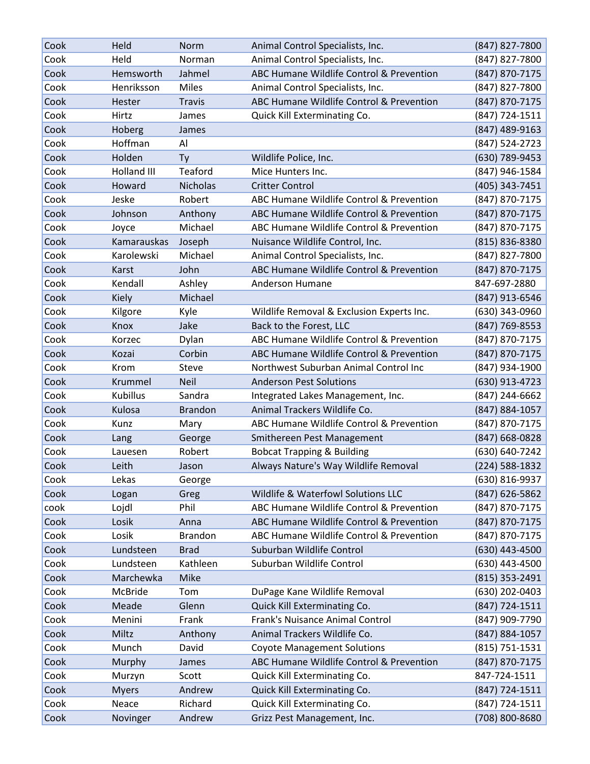| Cook | Held | Norm | Animal Control Specialists, Inc. | (847) 827-7800 |
|---|---|---|---|---|
| Cook | Held | Norman | Animal Control Specialists, Inc. | (847) 827-7800 |
| Cook | Hemsworth | Jahmel | ABC Humane Wildlife Control & Prevention | (847) 870-7175 |
| Cook | Henriksson | Miles | Animal Control Specialists, Inc. | (847) 827-7800 |
| Cook | Hester | Travis | ABC Humane Wildlife Control & Prevention | (847) 870-7175 |
| Cook | Hirtz | James | Quick Kill Exterminating Co. | (847) 724-1511 |
| Cook | Hoberg | James | | (847) 489-9163 |
| Cook | Hoffman | Al | | (847) 524-2723 |
| Cook | Holden | Ty | Wildlife Police, Inc. | (630) 789-9453 |
| Cook | Holland III | Teaford | Mice Hunters Inc. | (847) 946-1584 |
| Cook | Howard | Nicholas | Critter Control | (405) 343-7451 |
| Cook | Jeske | Robert | ABC Humane Wildlife Control & Prevention | (847) 870-7175 |
| Cook | Johnson | Anthony | ABC Humane Wildlife Control & Prevention | (847) 870-7175 |
| Cook | Joyce | Michael | ABC Humane Wildlife Control & Prevention | (847) 870-7175 |
| Cook | Kamarauskas | Joseph | Nuisance Wildlife Control, Inc. | (815) 836-8380 |
| Cook | Karolewski | Michael | Animal Control Specialists, Inc. | (847) 827-7800 |
| Cook | Karst | John | ABC Humane Wildlife Control & Prevention | (847) 870-7175 |
| Cook | Kendall | Ashley | Anderson Humane | 847-697-2880 |
| Cook | Kiely | Michael | | (847) 913-6546 |
| Cook | Kilgore | Kyle | Wildlife Removal & Exclusion Experts Inc. | (630) 343-0960 |
| Cook | Knox | Jake | Back to the Forest, LLC | (847) 769-8553 |
| Cook | Korzec | Dylan | ABC Humane Wildlife Control & Prevention | (847) 870-7175 |
| Cook | Kozai | Corbin | ABC Humane Wildlife Control & Prevention | (847) 870-7175 |
| Cook | Krom | Steve | Northwest Suburban Animal Control Inc | (847) 934-1900 |
| Cook | Krummel | Neil | Anderson Pest Solutions | (630) 913-4723 |
| Cook | Kubillus | Sandra | Integrated Lakes Management, Inc. | (847) 244-6662 |
| Cook | Kulosa | Brandon | Animal Trackers Wildlife Co. | (847) 884-1057 |
| Cook | Kunz | Mary | ABC Humane Wildlife Control & Prevention | (847) 870-7175 |
| Cook | Lang | George | Smithereen Pest Management | (847) 668-0828 |
| Cook | Lauesen | Robert | Bobcat Trapping & Building | (630) 640-7242 |
| Cook | Leith | Jason | Always Nature's Way Wildlife Removal | (224) 588-1832 |
| Cook | Lekas | George | | (630) 816-9937 |
| Cook | Logan | Greg | Wildlife & Waterfowl Solutions LLC | (847) 626-5862 |
| cook | Lojdl | Phil | ABC Humane Wildlife Control & Prevention | (847) 870-7175 |
| Cook | Losik | Anna | ABC Humane Wildlife Control & Prevention | (847) 870-7175 |
| Cook | Losik | Brandon | ABC Humane Wildlife Control & Prevention | (847) 870-7175 |
| Cook | Lundsteen | Brad | Suburban Wildlife Control | (630) 443-4500 |
| Cook | Lundsteen | Kathleen | Suburban Wildlife Control | (630) 443-4500 |
| Cook | Marchewka | Mike | | (815) 353-2491 |
| Cook | McBride | Tom | DuPage Kane Wildlife Removal | (630) 202-0403 |
| Cook | Meade | Glenn | Quick Kill Exterminating Co. | (847) 724-1511 |
| Cook | Menini | Frank | Frank's Nuisance Animal Control | (847) 909-7790 |
| Cook | Miltz | Anthony | Animal Trackers Wildlife Co. | (847) 884-1057 |
| Cook | Munch | David | Coyote Management Solutions | (815) 751-1531 |
| Cook | Murphy | James | ABC Humane Wildlife Control & Prevention | (847) 870-7175 |
| Cook | Murzyn | Scott | Quick Kill Exterminating Co. | 847-724-1511 |
| Cook | Myers | Andrew | Quick Kill Exterminating Co. | (847) 724-1511 |
| Cook | Neace | Richard | Quick Kill Exterminating Co. | (847) 724-1511 |
| Cook | Novinger | Andrew | Grizz Pest Management, Inc. | (708) 800-8680 |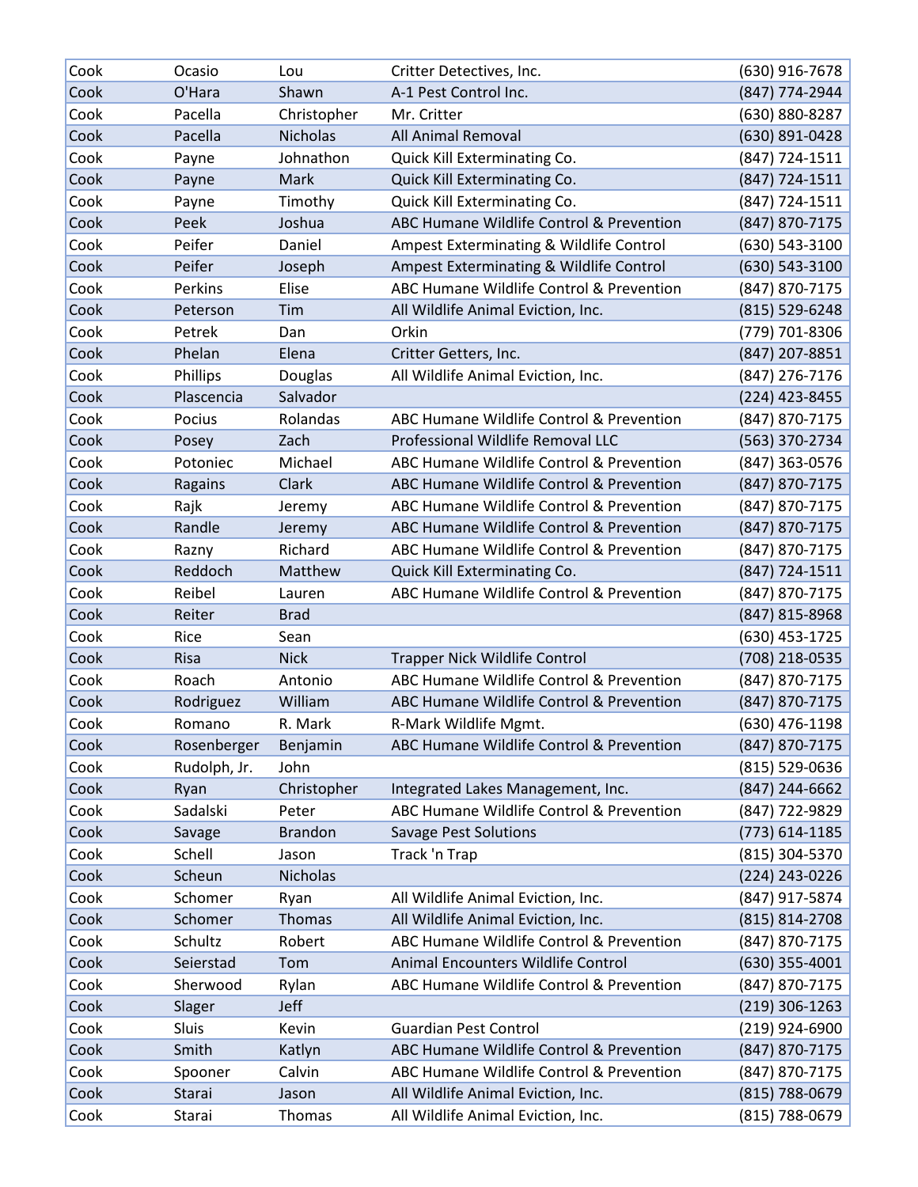| Cook | Ocasio | Lou | Critter Detectives, Inc. | (630) 916-7678 |
|---|---|---|---|---|
| Cook | O'Hara | Shawn | A-1 Pest Control Inc. | (847) 774-2944 |
| Cook | Pacella | Christopher | Mr. Critter | (630) 880-8287 |
| Cook | Pacella | Nicholas | All Animal Removal | (630) 891-0428 |
| Cook | Payne | Johnathon | Quick Kill Exterminating Co. | (847) 724-1511 |
| Cook | Payne | Mark | Quick Kill Exterminating Co. | (847) 724-1511 |
| Cook | Payne | Timothy | Quick Kill Exterminating Co. | (847) 724-1511 |
| Cook | Peek | Joshua | ABC Humane Wildlife Control & Prevention | (847) 870-7175 |
| Cook | Peifer | Daniel | Ampest Exterminating & Wildlife Control | (630) 543-3100 |
| Cook | Peifer | Joseph | Ampest Exterminating & Wildlife Control | (630) 543-3100 |
| Cook | Perkins | Elise | ABC Humane Wildlife Control & Prevention | (847) 870-7175 |
| Cook | Peterson | Tim | All Wildlife Animal Eviction, Inc. | (815) 529-6248 |
| Cook | Petrek | Dan | Orkin | (779) 701-8306 |
| Cook | Phelan | Elena | Critter Getters, Inc. | (847) 207-8851 |
| Cook | Phillips | Douglas | All Wildlife Animal Eviction, Inc. | (847) 276-7176 |
| Cook | Plascencia | Salvador | | (224) 423-8455 |
| Cook | Pocius | Rolandas | ABC Humane Wildlife Control & Prevention | (847) 870-7175 |
| Cook | Posey | Zach | Professional Wildlife Removal LLC | (563) 370-2734 |
| Cook | Potoniec | Michael | ABC Humane Wildlife Control & Prevention | (847) 363-0576 |
| Cook | Ragains | Clark | ABC Humane Wildlife Control & Prevention | (847) 870-7175 |
| Cook | Rajk | Jeremy | ABC Humane Wildlife Control & Prevention | (847) 870-7175 |
| Cook | Randle | Jeremy | ABC Humane Wildlife Control & Prevention | (847) 870-7175 |
| Cook | Razny | Richard | ABC Humane Wildlife Control & Prevention | (847) 870-7175 |
| Cook | Reddoch | Matthew | Quick Kill Exterminating Co. | (847) 724-1511 |
| Cook | Reibel | Lauren | ABC Humane Wildlife Control & Prevention | (847) 870-7175 |
| Cook | Reiter | Brad | | (847) 815-8968 |
| Cook | Rice | Sean | | (630) 453-1725 |
| Cook | Risa | Nick | Trapper Nick Wildlife Control | (708) 218-0535 |
| Cook | Roach | Antonio | ABC Humane Wildlife Control & Prevention | (847) 870-7175 |
| Cook | Rodriguez | William | ABC Humane Wildlife Control & Prevention | (847) 870-7175 |
| Cook | Romano | R. Mark | R-Mark Wildlife Mgmt. | (630) 476-1198 |
| Cook | Rosenberger | Benjamin | ABC Humane Wildlife Control & Prevention | (847) 870-7175 |
| Cook | Rudolph, Jr. | John | | (815) 529-0636 |
| Cook | Ryan | Christopher | Integrated Lakes Management, Inc. | (847) 244-6662 |
| Cook | Sadalski | Peter | ABC Humane Wildlife Control & Prevention | (847) 722-9829 |
| Cook | Savage | Brandon | Savage Pest Solutions | (773) 614-1185 |
| Cook | Schell | Jason | Track 'n Trap | (815) 304-5370 |
| Cook | Scheun | Nicholas | | (224) 243-0226 |
| Cook | Schomer | Ryan | All Wildlife Animal Eviction, Inc. | (847) 917-5874 |
| Cook | Schomer | Thomas | All Wildlife Animal Eviction, Inc. | (815) 814-2708 |
| Cook | Schultz | Robert | ABC Humane Wildlife Control & Prevention | (847) 870-7175 |
| Cook | Seierstad | Tom | Animal Encounters Wildlife Control | (630) 355-4001 |
| Cook | Sherwood | Rylan | ABC Humane Wildlife Control & Prevention | (847) 870-7175 |
| Cook | Slager | Jeff | | (219) 306-1263 |
| Cook | Sluis | Kevin | Guardian Pest Control | (219) 924-6900 |
| Cook | Smith | Katlyn | ABC Humane Wildlife Control & Prevention | (847) 870-7175 |
| Cook | Spooner | Calvin | ABC Humane Wildlife Control & Prevention | (847) 870-7175 |
| Cook | Starai | Jason | All Wildlife Animal Eviction, Inc. | (815) 788-0679 |
| Cook | Starai | Thomas | All Wildlife Animal Eviction, Inc. | (815) 788-0679 |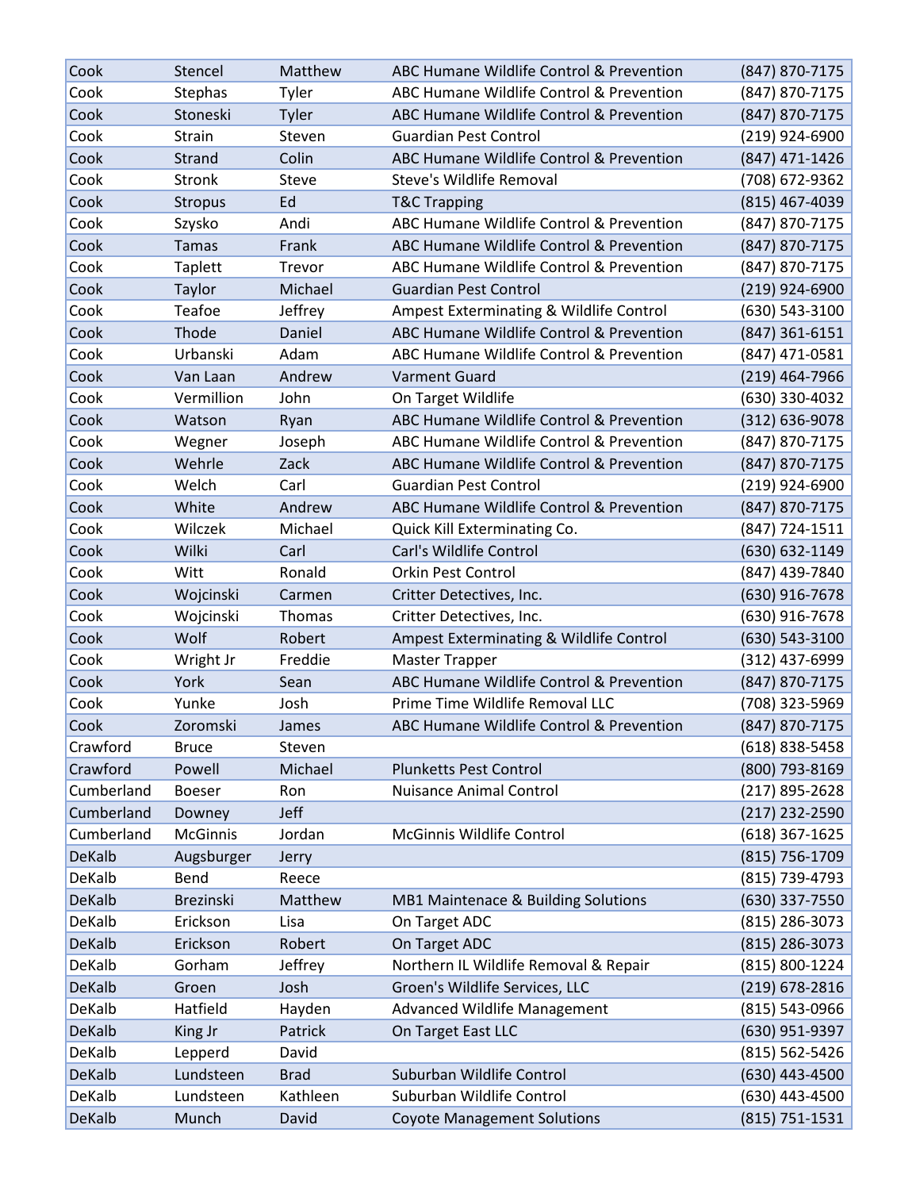| Cook | Stencel | Matthew | ABC Humane Wildlife Control & Prevention | (847) 870-7175 |
|---|---|---|---|---|
| Cook | Stephas | Tyler | ABC Humane Wildlife Control & Prevention | (847) 870-7175 |
| Cook | Stoneski | Tyler | ABC Humane Wildlife Control & Prevention | (847) 870-7175 |
| Cook | Strain | Steven | Guardian Pest Control | (219) 924-6900 |
| Cook | Strand | Colin | ABC Humane Wildlife Control & Prevention | (847) 471-1426 |
| Cook | Stronk | Steve | Steve's Wildlife Removal | (708) 672-9362 |
| Cook | Stropus | Ed | T&C Trapping | (815) 467-4039 |
| Cook | Szysko | Andi | ABC Humane Wildlife Control & Prevention | (847) 870-7175 |
| Cook | Tamas | Frank | ABC Humane Wildlife Control & Prevention | (847) 870-7175 |
| Cook | Taplett | Trevor | ABC Humane Wildlife Control & Prevention | (847) 870-7175 |
| Cook | Taylor | Michael | Guardian Pest Control | (219) 924-6900 |
| Cook | Teafoe | Jeffrey | Ampest Exterminating & Wildlife Control | (630) 543-3100 |
| Cook | Thode | Daniel | ABC Humane Wildlife Control & Prevention | (847) 361-6151 |
| Cook | Urbanski | Adam | ABC Humane Wildlife Control & Prevention | (847) 471-0581 |
| Cook | Van Laan | Andrew | Varment Guard | (219) 464-7966 |
| Cook | Vermillion | John | On Target Wildlife | (630) 330-4032 |
| Cook | Watson | Ryan | ABC Humane Wildlife Control & Prevention | (312) 636-9078 |
| Cook | Wegner | Joseph | ABC Humane Wildlife Control & Prevention | (847) 870-7175 |
| Cook | Wehrle | Zack | ABC Humane Wildlife Control & Prevention | (847) 870-7175 |
| Cook | Welch | Carl | Guardian Pest Control | (219) 924-6900 |
| Cook | White | Andrew | ABC Humane Wildlife Control & Prevention | (847) 870-7175 |
| Cook | Wilczek | Michael | Quick Kill Exterminating Co. | (847) 724-1511 |
| Cook | Wilki | Carl | Carl's Wildlife Control | (630) 632-1149 |
| Cook | Witt | Ronald | Orkin Pest Control | (847) 439-7840 |
| Cook | Wojcinski | Carmen | Critter Detectives, Inc. | (630) 916-7678 |
| Cook | Wojcinski | Thomas | Critter Detectives, Inc. | (630) 916-7678 |
| Cook | Wolf | Robert | Ampest Exterminating & Wildlife Control | (630) 543-3100 |
| Cook | Wright Jr | Freddie | Master Trapper | (312) 437-6999 |
| Cook | York | Sean | ABC Humane Wildlife Control & Prevention | (847) 870-7175 |
| Cook | Yunke | Josh | Prime Time Wildlife Removal LLC | (708) 323-5969 |
| Cook | Zoromski | James | ABC Humane Wildlife Control & Prevention | (847) 870-7175 |
| Crawford | Bruce | Steven | | (618) 838-5458 |
| Crawford | Powell | Michael | Plunketts Pest Control | (800) 793-8169 |
| Cumberland | Boeser | Ron | Nuisance Animal Control | (217) 895-2628 |
| Cumberland | Downey | Jeff | | (217) 232-2590 |
| Cumberland | McGinnis | Jordan | McGinnis Wildlife Control | (618) 367-1625 |
| DeKalb | Augsburger | Jerry | | (815) 756-1709 |
| DeKalb | Bend | Reece | | (815) 739-4793 |
| DeKalb | Brezinski | Matthew | MB1 Maintenace & Building Solutions | (630) 337-7550 |
| DeKalb | Erickson | Lisa | On Target ADC | (815) 286-3073 |
| DeKalb | Erickson | Robert | On Target ADC | (815) 286-3073 |
| DeKalb | Gorham | Jeffrey | Northern IL Wildlife Removal & Repair | (815) 800-1224 |
| DeKalb | Groen | Josh | Groen's Wildlife Services, LLC | (219) 678-2816 |
| DeKalb | Hatfield | Hayden | Advanced Wildlife Management | (815) 543-0966 |
| DeKalb | King Jr | Patrick | On Target East LLC | (630) 951-9397 |
| DeKalb | Lepperd | David | | (815) 562-5426 |
| DeKalb | Lundsteen | Brad | Suburban Wildlife Control | (630) 443-4500 |
| DeKalb | Lundsteen | Kathleen | Suburban Wildlife Control | (630) 443-4500 |
| DeKalb | Munch | David | Coyote Management Solutions | (815) 751-1531 |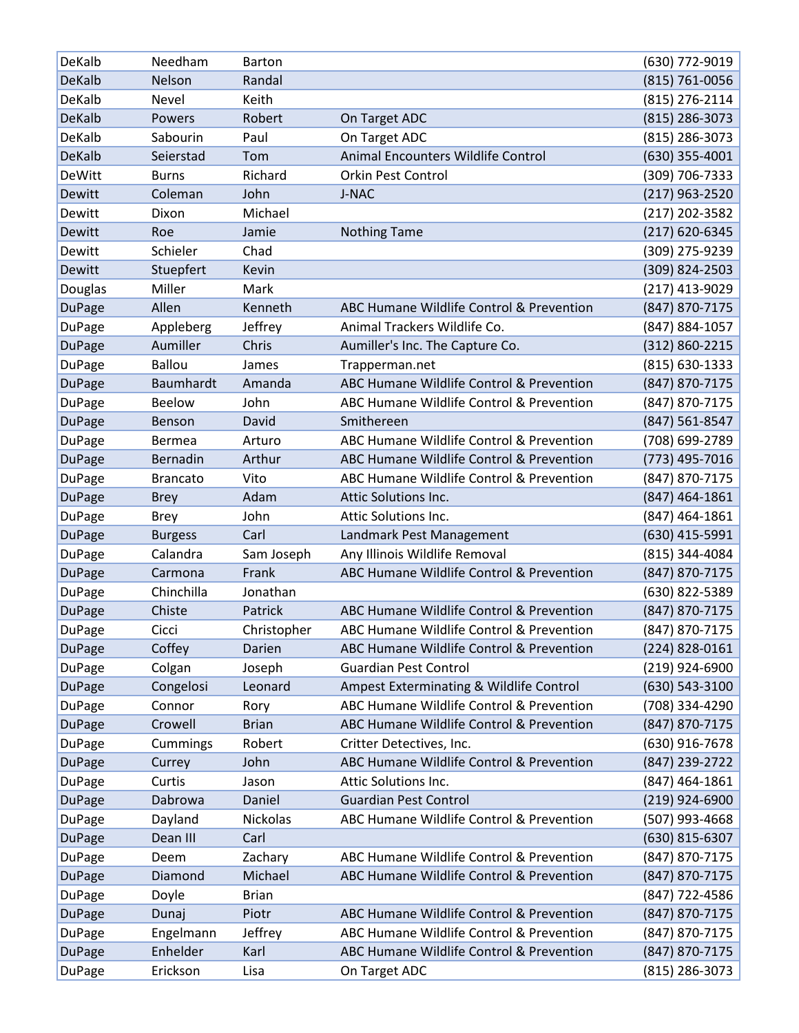| | | | | |
|---|---|---|---|---|
| DeKalb | Needham | Barton | | (630) 772-9019 |
| DeKalb | Nelson | Randal | | (815) 761-0056 |
| DeKalb | Nevel | Keith | | (815) 276-2114 |
| DeKalb | Powers | Robert | On Target ADC | (815) 286-3073 |
| DeKalb | Sabourin | Paul | On Target ADC | (815) 286-3073 |
| DeKalb | Seierstad | Tom | Animal Encounters Wildlife Control | (630) 355-4001 |
| DeWitt | Burns | Richard | Orkin Pest Control | (309) 706-7333 |
| Dewitt | Coleman | John | J-NAC | (217) 963-2520 |
| Dewitt | Dixon | Michael | | (217) 202-3582 |
| Dewitt | Roe | Jamie | Nothing Tame | (217) 620-6345 |
| Dewitt | Schieler | Chad | | (309) 275-9239 |
| Dewitt | Stuepfert | Kevin | | (309) 824-2503 |
| Douglas | Miller | Mark | | (217) 413-9029 |
| DuPage | Allen | Kenneth | ABC Humane Wildlife Control & Prevention | (847) 870-7175 |
| DuPage | Appleberg | Jeffrey | Animal Trackers Wildlife Co. | (847) 884-1057 |
| DuPage | Aumiller | Chris | Aumiller's Inc. The Capture Co. | (312) 860-2215 |
| DuPage | Ballou | James | Trapperman.net | (815) 630-1333 |
| DuPage | Baumhardt | Amanda | ABC Humane Wildlife Control & Prevention | (847) 870-7175 |
| DuPage | Beelow | John | ABC Humane Wildlife Control & Prevention | (847) 870-7175 |
| DuPage | Benson | David | Smithereen | (847) 561-8547 |
| DuPage | Bermea | Arturo | ABC Humane Wildlife Control & Prevention | (708) 699-2789 |
| DuPage | Bernadin | Arthur | ABC Humane Wildlife Control & Prevention | (773) 495-7016 |
| DuPage | Brancato | Vito | ABC Humane Wildlife Control & Prevention | (847) 870-7175 |
| DuPage | Brey | Adam | Attic Solutions Inc. | (847) 464-1861 |
| DuPage | Brey | John | Attic Solutions Inc. | (847) 464-1861 |
| DuPage | Burgess | Carl | Landmark Pest Management | (630) 415-5991 |
| DuPage | Calandra | Sam Joseph | Any Illinois Wildlife Removal | (815) 344-4084 |
| DuPage | Carmona | Frank | ABC Humane Wildlife Control & Prevention | (847) 870-7175 |
| DuPage | Chinchilla | Jonathan | | (630) 822-5389 |
| DuPage | Chiste | Patrick | ABC Humane Wildlife Control & Prevention | (847) 870-7175 |
| DuPage | Cicci | Christopher | ABC Humane Wildlife Control & Prevention | (847) 870-7175 |
| DuPage | Coffey | Darien | ABC Humane Wildlife Control & Prevention | (224) 828-0161 |
| DuPage | Colgan | Joseph | Guardian Pest Control | (219) 924-6900 |
| DuPage | Congelosi | Leonard | Ampest Exterminating & Wildlife Control | (630) 543-3100 |
| DuPage | Connor | Rory | ABC Humane Wildlife Control & Prevention | (708) 334-4290 |
| DuPage | Crowell | Brian | ABC Humane Wildlife Control & Prevention | (847) 870-7175 |
| DuPage | Cummings | Robert | Critter Detectives, Inc. | (630) 916-7678 |
| DuPage | Currey | John | ABC Humane Wildlife Control & Prevention | (847) 239-2722 |
| DuPage | Curtis | Jason | Attic Solutions Inc. | (847) 464-1861 |
| DuPage | Dabrowa | Daniel | Guardian Pest Control | (219) 924-6900 |
| DuPage | Dayland | Nickolas | ABC Humane Wildlife Control & Prevention | (507) 993-4668 |
| DuPage | Dean III | Carl | | (630) 815-6307 |
| DuPage | Deem | Zachary | ABC Humane Wildlife Control & Prevention | (847) 870-7175 |
| DuPage | Diamond | Michael | ABC Humane Wildlife Control & Prevention | (847) 870-7175 |
| DuPage | Doyle | Brian | | (847) 722-4586 |
| DuPage | Dunaj | Piotr | ABC Humane Wildlife Control & Prevention | (847) 870-7175 |
| DuPage | Engelmann | Jeffrey | ABC Humane Wildlife Control & Prevention | (847) 870-7175 |
| DuPage | Enhelder | Karl | ABC Humane Wildlife Control & Prevention | (847) 870-7175 |
| DuPage | Erickson | Lisa | On Target ADC | (815) 286-3073 |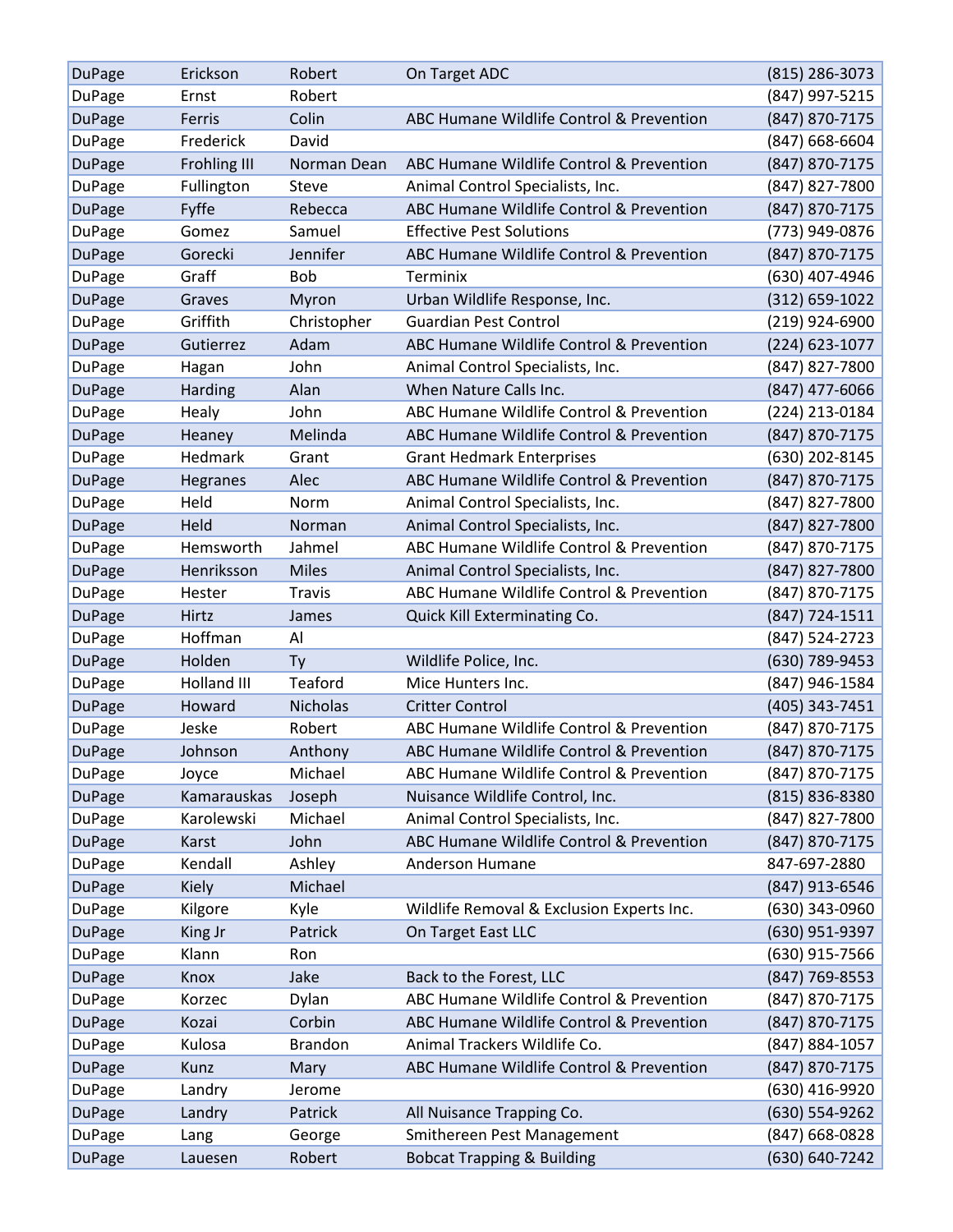| DuPage | Erickson | Robert | On Target ADC | (815) 286-3073 |
|---|---|---|---|---|
| DuPage | Ernst | Robert | | (847) 997-5215 |
| DuPage | Ferris | Colin | ABC Humane Wildlife Control & Prevention | (847) 870-7175 |
| DuPage | Frederick | David | | (847) 668-6604 |
| DuPage | Frohling III | Norman Dean | ABC Humane Wildlife Control & Prevention | (847) 870-7175 |
| DuPage | Fullington | Steve | Animal Control Specialists, Inc. | (847) 827-7800 |
| DuPage | Fyffe | Rebecca | ABC Humane Wildlife Control & Prevention | (847) 870-7175 |
| DuPage | Gomez | Samuel | Effective Pest Solutions | (773) 949-0876 |
| DuPage | Gorecki | Jennifer | ABC Humane Wildlife Control & Prevention | (847) 870-7175 |
| DuPage | Graff | Bob | Terminix | (630) 407-4946 |
| DuPage | Graves | Myron | Urban Wildlife Response, Inc. | (312) 659-1022 |
| DuPage | Griffith | Christopher | Guardian Pest Control | (219) 924-6900 |
| DuPage | Gutierrez | Adam | ABC Humane Wildlife Control & Prevention | (224) 623-1077 |
| DuPage | Hagan | John | Animal Control Specialists, Inc. | (847) 827-7800 |
| DuPage | Harding | Alan | When Nature Calls Inc. | (847) 477-6066 |
| DuPage | Healy | John | ABC Humane Wildlife Control & Prevention | (224) 213-0184 |
| DuPage | Heaney | Melinda | ABC Humane Wildlife Control & Prevention | (847) 870-7175 |
| DuPage | Hedmark | Grant | Grant Hedmark Enterprises | (630) 202-8145 |
| DuPage | Hegranes | Alec | ABC Humane Wildlife Control & Prevention | (847) 870-7175 |
| DuPage | Held | Norm | Animal Control Specialists, Inc. | (847) 827-7800 |
| DuPage | Held | Norman | Animal Control Specialists, Inc. | (847) 827-7800 |
| DuPage | Hemsworth | Jahmel | ABC Humane Wildlife Control & Prevention | (847) 870-7175 |
| DuPage | Henriksson | Miles | Animal Control Specialists, Inc. | (847) 827-7800 |
| DuPage | Hester | Travis | ABC Humane Wildlife Control & Prevention | (847) 870-7175 |
| DuPage | Hirtz | James | Quick Kill Exterminating Co. | (847) 724-1511 |
| DuPage | Hoffman | Al | | (847) 524-2723 |
| DuPage | Holden | Ty | Wildlife Police, Inc. | (630) 789-9453 |
| DuPage | Holland III | Teaford | Mice Hunters Inc. | (847) 946-1584 |
| DuPage | Howard | Nicholas | Critter Control | (405) 343-7451 |
| DuPage | Jeske | Robert | ABC Humane Wildlife Control & Prevention | (847) 870-7175 |
| DuPage | Johnson | Anthony | ABC Humane Wildlife Control & Prevention | (847) 870-7175 |
| DuPage | Joyce | Michael | ABC Humane Wildlife Control & Prevention | (847) 870-7175 |
| DuPage | Kamarauskas | Joseph | Nuisance Wildlife Control, Inc. | (815) 836-8380 |
| DuPage | Karolewski | Michael | Animal Control Specialists, Inc. | (847) 827-7800 |
| DuPage | Karst | John | ABC Humane Wildlife Control & Prevention | (847) 870-7175 |
| DuPage | Kendall | Ashley | Anderson Humane | 847-697-2880 |
| DuPage | Kiely | Michael | | (847) 913-6546 |
| DuPage | Kilgore | Kyle | Wildlife Removal & Exclusion Experts Inc. | (630) 343-0960 |
| DuPage | King Jr | Patrick | On Target East LLC | (630) 951-9397 |
| DuPage | Klann | Ron | | (630) 915-7566 |
| DuPage | Knox | Jake | Back to the Forest, LLC | (847) 769-8553 |
| DuPage | Korzec | Dylan | ABC Humane Wildlife Control & Prevention | (847) 870-7175 |
| DuPage | Kozai | Corbin | ABC Humane Wildlife Control & Prevention | (847) 870-7175 |
| DuPage | Kulosa | Brandon | Animal Trackers Wildlife Co. | (847) 884-1057 |
| DuPage | Kunz | Mary | ABC Humane Wildlife Control & Prevention | (847) 870-7175 |
| DuPage | Landry | Jerome | | (630) 416-9920 |
| DuPage | Landry | Patrick | All Nuisance Trapping Co. | (630) 554-9262 |
| DuPage | Lang | George | Smithereen Pest Management | (847) 668-0828 |
| DuPage | Lauesen | Robert | Bobcat Trapping & Building | (630) 640-7242 |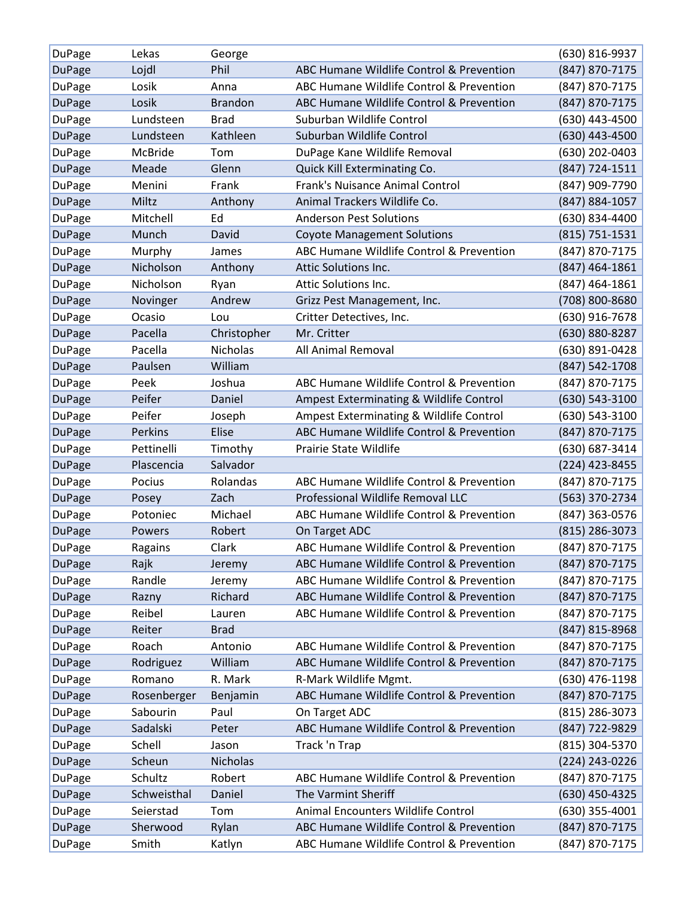| DuPage | Lekas | George | | (630) 816-9937 |
|---|---|---|---|---|
| DuPage | Lojdl | Phil | ABC Humane Wildlife Control & Prevention | (847) 870-7175 |
| DuPage | Losik | Anna | ABC Humane Wildlife Control & Prevention | (847) 870-7175 |
| DuPage | Losik | Brandon | ABC Humane Wildlife Control & Prevention | (847) 870-7175 |
| DuPage | Lundsteen | Brad | Suburban Wildlife Control | (630) 443-4500 |
| DuPage | Lundsteen | Kathleen | Suburban Wildlife Control | (630) 443-4500 |
| DuPage | McBride | Tom | DuPage Kane Wildlife Removal | (630) 202-0403 |
| DuPage | Meade | Glenn | Quick Kill Exterminating Co. | (847) 724-1511 |
| DuPage | Menini | Frank | Frank's Nuisance Animal Control | (847) 909-7790 |
| DuPage | Miltz | Anthony | Animal Trackers Wildlife Co. | (847) 884-1057 |
| DuPage | Mitchell | Ed | Anderson Pest Solutions | (630) 834-4400 |
| DuPage | Munch | David | Coyote Management Solutions | (815) 751-1531 |
| DuPage | Murphy | James | ABC Humane Wildlife Control & Prevention | (847) 870-7175 |
| DuPage | Nicholson | Anthony | Attic Solutions Inc. | (847) 464-1861 |
| DuPage | Nicholson | Ryan | Attic Solutions Inc. | (847) 464-1861 |
| DuPage | Novinger | Andrew | Grizz Pest Management, Inc. | (708) 800-8680 |
| DuPage | Ocasio | Lou | Critter Detectives, Inc. | (630) 916-7678 |
| DuPage | Pacella | Christopher | Mr. Critter | (630) 880-8287 |
| DuPage | Pacella | Nicholas | All Animal Removal | (630) 891-0428 |
| DuPage | Paulsen | William | | (847) 542-1708 |
| DuPage | Peek | Joshua | ABC Humane Wildlife Control & Prevention | (847) 870-7175 |
| DuPage | Peifer | Daniel | Ampest Exterminating & Wildlife Control | (630) 543-3100 |
| DuPage | Peifer | Joseph | Ampest Exterminating & Wildlife Control | (630) 543-3100 |
| DuPage | Perkins | Elise | ABC Humane Wildlife Control & Prevention | (847) 870-7175 |
| DuPage | Pettinelli | Timothy | Prairie State Wildlife | (630) 687-3414 |
| DuPage | Plascencia | Salvador | | (224) 423-8455 |
| DuPage | Pocius | Rolandas | ABC Humane Wildlife Control & Prevention | (847) 870-7175 |
| DuPage | Posey | Zach | Professional Wildlife Removal LLC | (563) 370-2734 |
| DuPage | Potoniec | Michael | ABC Humane Wildlife Control & Prevention | (847) 363-0576 |
| DuPage | Powers | Robert | On Target ADC | (815) 286-3073 |
| DuPage | Ragains | Clark | ABC Humane Wildlife Control & Prevention | (847) 870-7175 |
| DuPage | Rajk | Jeremy | ABC Humane Wildlife Control & Prevention | (847) 870-7175 |
| DuPage | Randle | Jeremy | ABC Humane Wildlife Control & Prevention | (847) 870-7175 |
| DuPage | Razny | Richard | ABC Humane Wildlife Control & Prevention | (847) 870-7175 |
| DuPage | Reibel | Lauren | ABC Humane Wildlife Control & Prevention | (847) 870-7175 |
| DuPage | Reiter | Brad | | (847) 815-8968 |
| DuPage | Roach | Antonio | ABC Humane Wildlife Control & Prevention | (847) 870-7175 |
| DuPage | Rodriguez | William | ABC Humane Wildlife Control & Prevention | (847) 870-7175 |
| DuPage | Romano | R. Mark | R-Mark Wildlife Mgmt. | (630) 476-1198 |
| DuPage | Rosenberger | Benjamin | ABC Humane Wildlife Control & Prevention | (847) 870-7175 |
| DuPage | Sabourin | Paul | On Target ADC | (815) 286-3073 |
| DuPage | Sadalski | Peter | ABC Humane Wildlife Control & Prevention | (847) 722-9829 |
| DuPage | Schell | Jason | Track 'n Trap | (815) 304-5370 |
| DuPage | Scheun | Nicholas | | (224) 243-0226 |
| DuPage | Schultz | Robert | ABC Humane Wildlife Control & Prevention | (847) 870-7175 |
| DuPage | Schweisthal | Daniel | The Varmint Sheriff | (630) 450-4325 |
| DuPage | Seierstad | Tom | Animal Encounters Wildlife Control | (630) 355-4001 |
| DuPage | Sherwood | Rylan | ABC Humane Wildlife Control & Prevention | (847) 870-7175 |
| DuPage | Smith | Katlyn | ABC Humane Wildlife Control & Prevention | (847) 870-7175 |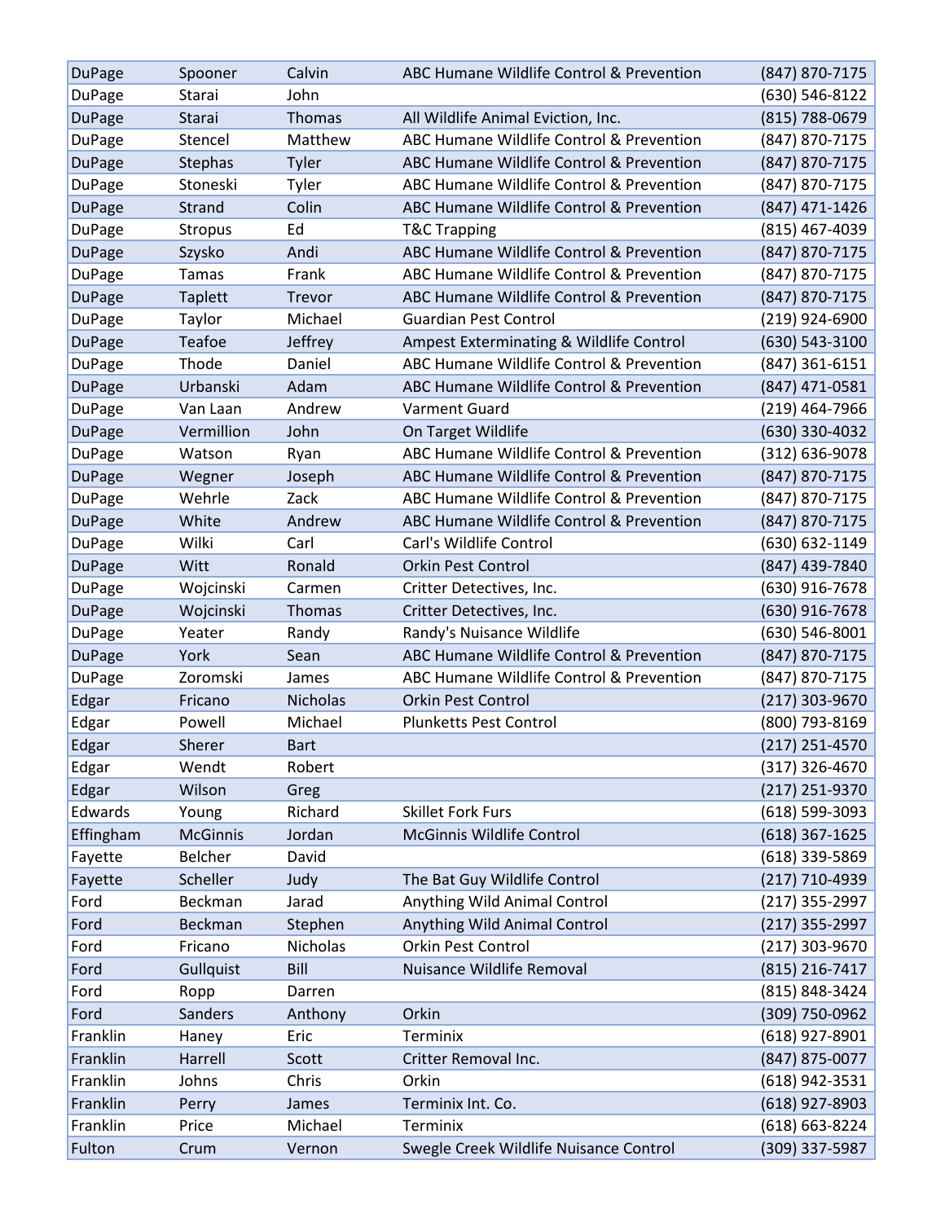| DuPage | Spooner | Calvin | ABC Humane Wildlife Control & Prevention | (847) 870-7175 |
|---|---|---|---|---|
| DuPage | Starai | John | | (630) 546-8122 |
| DuPage | Starai | Thomas | All Wildlife Animal Eviction, Inc. | (815) 788-0679 |
| DuPage | Stencel | Matthew | ABC Humane Wildlife Control & Prevention | (847) 870-7175 |
| DuPage | Stephas | Tyler | ABC Humane Wildlife Control & Prevention | (847) 870-7175 |
| DuPage | Stoneski | Tyler | ABC Humane Wildlife Control & Prevention | (847) 870-7175 |
| DuPage | Strand | Colin | ABC Humane Wildlife Control & Prevention | (847) 471-1426 |
| DuPage | Stropus | Ed | T&C Trapping | (815) 467-4039 |
| DuPage | Szysko | Andi | ABC Humane Wildlife Control & Prevention | (847) 870-7175 |
| DuPage | Tamas | Frank | ABC Humane Wildlife Control & Prevention | (847) 870-7175 |
| DuPage | Taplett | Trevor | ABC Humane Wildlife Control & Prevention | (847) 870-7175 |
| DuPage | Taylor | Michael | Guardian Pest Control | (219) 924-6900 |
| DuPage | Teafoe | Jeffrey | Ampest Exterminating & Wildlife Control | (630) 543-3100 |
| DuPage | Thode | Daniel | ABC Humane Wildlife Control & Prevention | (847) 361-6151 |
| DuPage | Urbanski | Adam | ABC Humane Wildlife Control & Prevention | (847) 471-0581 |
| DuPage | Van Laan | Andrew | Varment Guard | (219) 464-7966 |
| DuPage | Vermillion | John | On Target Wildlife | (630) 330-4032 |
| DuPage | Watson | Ryan | ABC Humane Wildlife Control & Prevention | (312) 636-9078 |
| DuPage | Wegner | Joseph | ABC Humane Wildlife Control & Prevention | (847) 870-7175 |
| DuPage | Wehrle | Zack | ABC Humane Wildlife Control & Prevention | (847) 870-7175 |
| DuPage | White | Andrew | ABC Humane Wildlife Control & Prevention | (847) 870-7175 |
| DuPage | Wilki | Carl | Carl's Wildlife Control | (630) 632-1149 |
| DuPage | Witt | Ronald | Orkin Pest Control | (847) 439-7840 |
| DuPage | Wojcinski | Carmen | Critter Detectives, Inc. | (630) 916-7678 |
| DuPage | Wojcinski | Thomas | Critter Detectives, Inc. | (630) 916-7678 |
| DuPage | Yeater | Randy | Randy's Nuisance Wildlife | (630) 546-8001 |
| DuPage | York | Sean | ABC Humane Wildlife Control & Prevention | (847) 870-7175 |
| DuPage | Zoromski | James | ABC Humane Wildlife Control & Prevention | (847) 870-7175 |
| Edgar | Fricano | Nicholas | Orkin Pest Control | (217) 303-9670 |
| Edgar | Powell | Michael | Plunketts Pest Control | (800) 793-8169 |
| Edgar | Sherer | Bart | | (217) 251-4570 |
| Edgar | Wendt | Robert | | (317) 326-4670 |
| Edgar | Wilson | Greg | | (217) 251-9370 |
| Edwards | Young | Richard | Skillet Fork Furs | (618) 599-3093 |
| Effingham | McGinnis | Jordan | McGinnis Wildlife Control | (618) 367-1625 |
| Fayette | Belcher | David | | (618) 339-5869 |
| Fayette | Scheller | Judy | The Bat Guy Wildlife Control | (217) 710-4939 |
| Ford | Beckman | Jarad | Anything Wild Animal Control | (217) 355-2997 |
| Ford | Beckman | Stephen | Anything Wild Animal Control | (217) 355-2997 |
| Ford | Fricano | Nicholas | Orkin Pest Control | (217) 303-9670 |
| Ford | Gullquist | Bill | Nuisance Wildlife Removal | (815) 216-7417 |
| Ford | Ropp | Darren | | (815) 848-3424 |
| Ford | Sanders | Anthony | Orkin | (309) 750-0962 |
| Franklin | Haney | Eric | Terminix | (618) 927-8901 |
| Franklin | Harrell | Scott | Critter Removal Inc. | (847) 875-0077 |
| Franklin | Johns | Chris | Orkin | (618) 942-3531 |
| Franklin | Perry | James | Terminix Int. Co. | (618) 927-8903 |
| Franklin | Price | Michael | Terminix | (618) 663-8224 |
| Fulton | Crum | Vernon | Swegle Creek Wildlife Nuisance Control | (309) 337-5987 |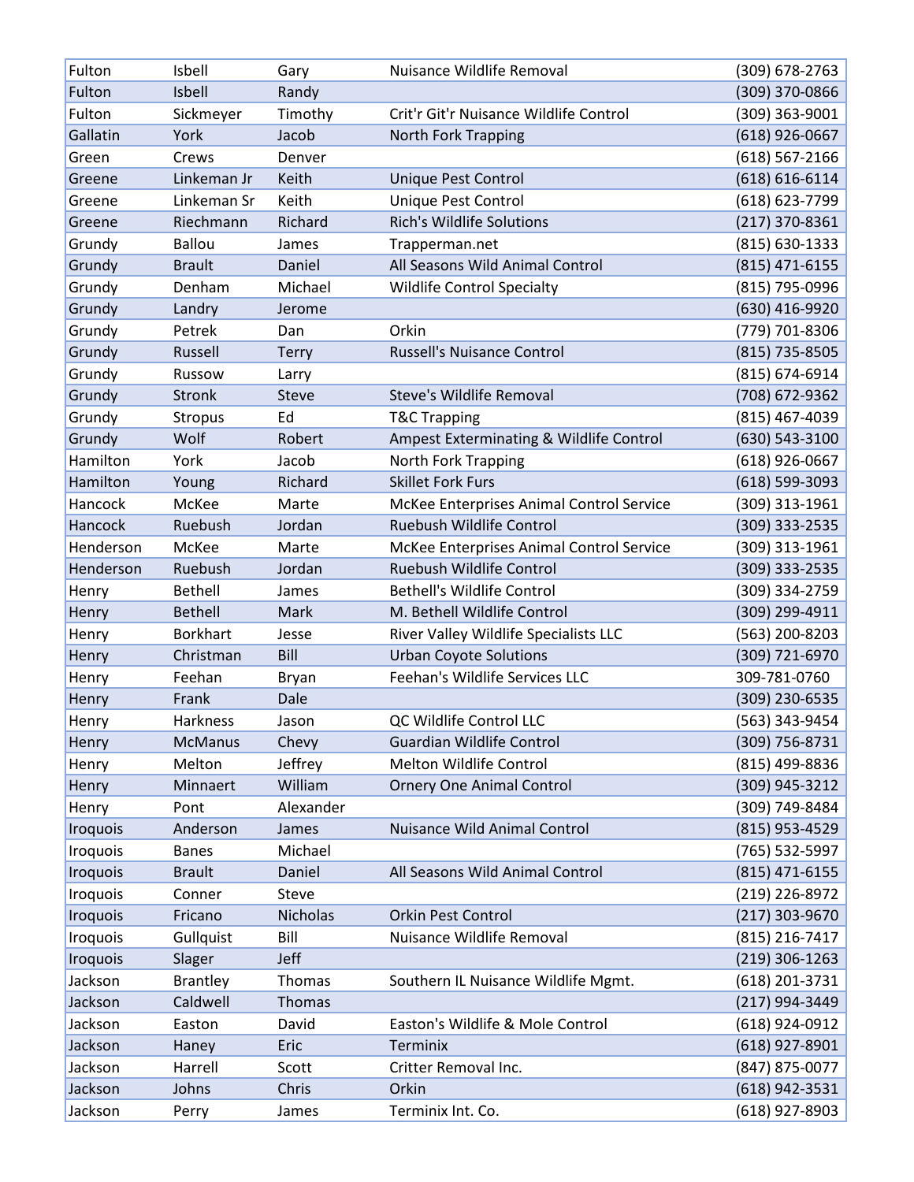| Fulton | Isbell | Gary | Nuisance Wildlife Removal | (309) 678-2763 |
|---|---|---|---|---|
| Fulton | Isbell | Randy | | (309) 370-0866 |
| Fulton | Sickmeyer | Timothy | Crit'r Git'r Nuisance Wildlife Control | (309) 363-9001 |
| Gallatin | York | Jacob | North Fork Trapping | (618) 926-0667 |
| Green | Crews | Denver | | (618) 567-2166 |
| Greene | Linkeman Jr | Keith | Unique Pest Control | (618) 616-6114 |
| Greene | Linkeman Sr | Keith | Unique Pest Control | (618) 623-7799 |
| Greene | Riechmann | Richard | Rich's Wildlife Solutions | (217) 370-8361 |
| Grundy | Ballou | James | Trapperman.net | (815) 630-1333 |
| Grundy | Brault | Daniel | All Seasons Wild Animal Control | (815) 471-6155 |
| Grundy | Denham | Michael | Wildlife Control Specialty | (815) 795-0996 |
| Grundy | Landry | Jerome | | (630) 416-9920 |
| Grundy | Petrek | Dan | Orkin | (779) 701-8306 |
| Grundy | Russell | Terry | Russell's Nuisance Control | (815) 735-8505 |
| Grundy | Russow | Larry | | (815) 674-6914 |
| Grundy | Stronk | Steve | Steve's Wildlife Removal | (708) 672-9362 |
| Grundy | Stropus | Ed | T&C Trapping | (815) 467-4039 |
| Grundy | Wolf | Robert | Ampest Exterminating & Wildlife Control | (630) 543-3100 |
| Hamilton | York | Jacob | North Fork Trapping | (618) 926-0667 |
| Hamilton | Young | Richard | Skillet Fork Furs | (618) 599-3093 |
| Hancock | McKee | Marte | McKee Enterprises Animal Control Service | (309) 313-1961 |
| Hancock | Ruebush | Jordan | Ruebush Wildlife Control | (309) 333-2535 |
| Henderson | McKee | Marte | McKee Enterprises Animal Control Service | (309) 313-1961 |
| Henderson | Ruebush | Jordan | Ruebush Wildlife Control | (309) 333-2535 |
| Henry | Bethell | James | Bethell's Wildlife Control | (309) 334-2759 |
| Henry | Bethell | Mark | M. Bethell Wildlife Control | (309) 299-4911 |
| Henry | Borkhart | Jesse | River Valley Wildlife Specialists LLC | (563) 200-8203 |
| Henry | Christman | Bill | Urban Coyote Solutions | (309) 721-6970 |
| Henry | Feehan | Bryan | Feehan's Wildlife Services LLC | 309-781-0760 |
| Henry | Frank | Dale | | (309) 230-6535 |
| Henry | Harkness | Jason | QC Wildlife Control LLC | (563) 343-9454 |
| Henry | McManus | Chevy | Guardian Wildlife Control | (309) 756-8731 |
| Henry | Melton | Jeffrey | Melton Wildlife Control | (815) 499-8836 |
| Henry | Minnaert | William | Ornery One Animal Control | (309) 945-3212 |
| Henry | Pont | Alexander | | (309) 749-8484 |
| Iroquois | Anderson | James | Nuisance Wild Animal Control | (815) 953-4529 |
| Iroquois | Banes | Michael | | (765) 532-5997 |
| Iroquois | Brault | Daniel | All Seasons Wild Animal Control | (815) 471-6155 |
| Iroquois | Conner | Steve | | (219) 226-8972 |
| Iroquois | Fricano | Nicholas | Orkin Pest Control | (217) 303-9670 |
| Iroquois | Gullquist | Bill | Nuisance Wildlife Removal | (815) 216-7417 |
| Iroquois | Slager | Jeff | | (219) 306-1263 |
| Jackson | Brantley | Thomas | Southern IL Nuisance Wildlife Mgmt. | (618) 201-3731 |
| Jackson | Caldwell | Thomas | | (217) 994-3449 |
| Jackson | Easton | David | Easton's Wildlife & Mole Control | (618) 924-0912 |
| Jackson | Haney | Eric | Terminix | (618) 927-8901 |
| Jackson | Harrell | Scott | Critter Removal Inc. | (847) 875-0077 |
| Jackson | Johns | Chris | Orkin | (618) 942-3531 |
| Jackson | Perry | James | Terminix Int. Co. | (618) 927-8903 |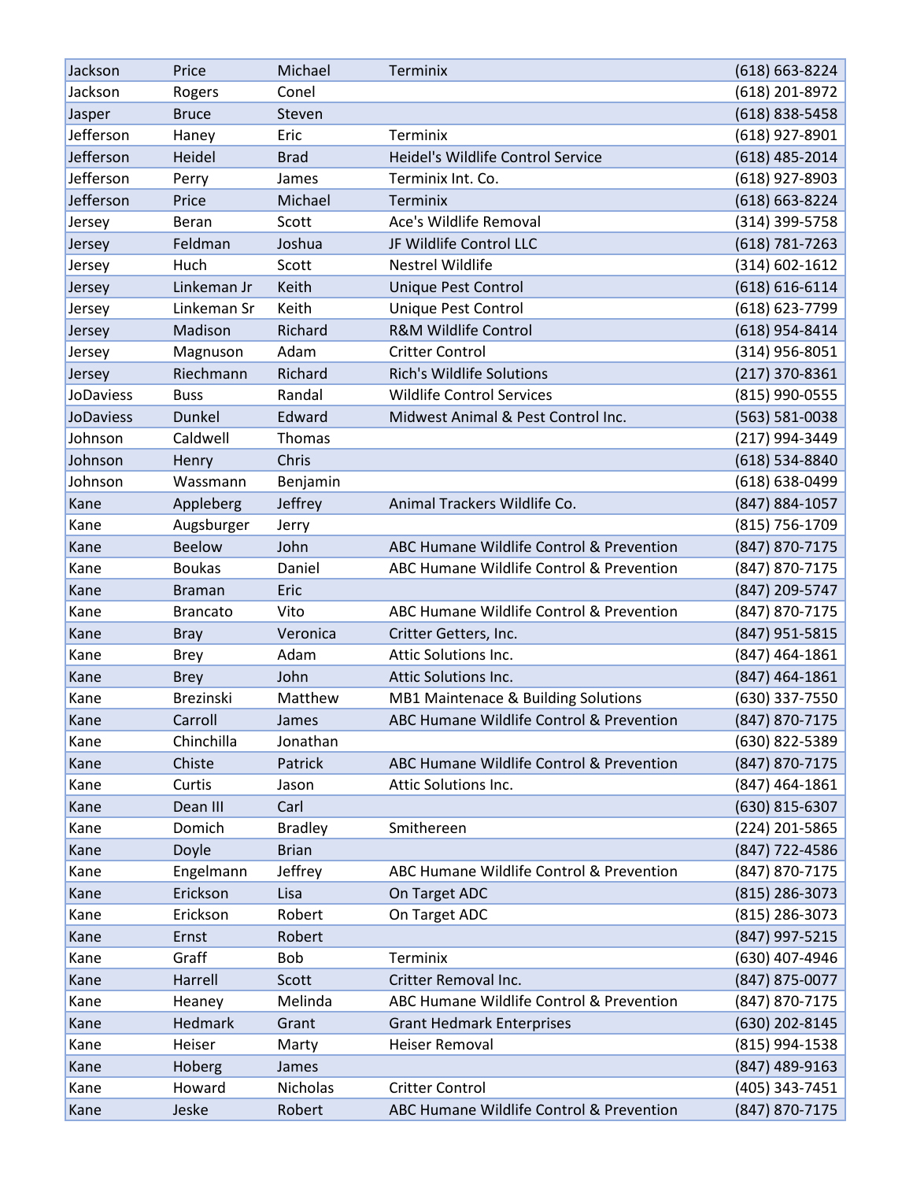| | | | | |
|---|---|---|---|---|
| Jackson | Price | Michael | Terminix | (618) 663-8224 |
| Jackson | Rogers | Conel | | (618) 201-8972 |
| Jasper | Bruce | Steven | | (618) 838-5458 |
| Jefferson | Haney | Eric | Terminix | (618) 927-8901 |
| Jefferson | Heidel | Brad | Heidel's Wildlife Control Service | (618) 485-2014 |
| Jefferson | Perry | James | Terminix Int. Co. | (618) 927-8903 |
| Jefferson | Price | Michael | Terminix | (618) 663-8224 |
| Jersey | Beran | Scott | Ace's Wildlife Removal | (314) 399-5758 |
| Jersey | Feldman | Joshua | JF Wildlife Control LLC | (618) 781-7263 |
| Jersey | Huch | Scott | Nestrel Wildlife | (314) 602-1612 |
| Jersey | Linkeman Jr | Keith | Unique Pest Control | (618) 616-6114 |
| Jersey | Linkeman Sr | Keith | Unique Pest Control | (618) 623-7799 |
| Jersey | Madison | Richard | R&M Wildlife Control | (618) 954-8414 |
| Jersey | Magnuson | Adam | Critter Control | (314) 956-8051 |
| Jersey | Riechmann | Richard | Rich's Wildlife Solutions | (217) 370-8361 |
| JoDaviess | Buss | Randal | Wildlife Control Services | (815) 990-0555 |
| JoDaviess | Dunkel | Edward | Midwest Animal & Pest Control Inc. | (563) 581-0038 |
| Johnson | Caldwell | Thomas | | (217) 994-3449 |
| Johnson | Henry | Chris | | (618) 534-8840 |
| Johnson | Wassmann | Benjamin | | (618) 638-0499 |
| Kane | Appleberg | Jeffrey | Animal Trackers Wildlife Co. | (847) 884-1057 |
| Kane | Augsburger | Jerry | | (815) 756-1709 |
| Kane | Beelow | John | ABC Humane Wildlife Control & Prevention | (847) 870-7175 |
| Kane | Boukas | Daniel | ABC Humane Wildlife Control & Prevention | (847) 870-7175 |
| Kane | Braman | Eric | | (847) 209-5747 |
| Kane | Brancato | Vito | ABC Humane Wildlife Control & Prevention | (847) 870-7175 |
| Kane | Bray | Veronica | Critter Getters, Inc. | (847) 951-5815 |
| Kane | Brey | Adam | Attic Solutions Inc. | (847) 464-1861 |
| Kane | Brey | John | Attic Solutions Inc. | (847) 464-1861 |
| Kane | Brezinski | Matthew | MB1 Maintenace & Building Solutions | (630) 337-7550 |
| Kane | Carroll | James | ABC Humane Wildlife Control & Prevention | (847) 870-7175 |
| Kane | Chinchilla | Jonathan | | (630) 822-5389 |
| Kane | Chiste | Patrick | ABC Humane Wildlife Control & Prevention | (847) 870-7175 |
| Kane | Curtis | Jason | Attic Solutions Inc. | (847) 464-1861 |
| Kane | Dean III | Carl | | (630) 815-6307 |
| Kane | Domich | Bradley | Smithereen | (224) 201-5865 |
| Kane | Doyle | Brian | | (847) 722-4586 |
| Kane | Engelmann | Jeffrey | ABC Humane Wildlife Control & Prevention | (847) 870-7175 |
| Kane | Erickson | Lisa | On Target ADC | (815) 286-3073 |
| Kane | Erickson | Robert | On Target ADC | (815) 286-3073 |
| Kane | Ernst | Robert | | (847) 997-5215 |
| Kane | Graff | Bob | Terminix | (630) 407-4946 |
| Kane | Harrell | Scott | Critter Removal Inc. | (847) 875-0077 |
| Kane | Heaney | Melinda | ABC Humane Wildlife Control & Prevention | (847) 870-7175 |
| Kane | Hedmark | Grant | Grant Hedmark Enterprises | (630) 202-8145 |
| Kane | Heiser | Marty | Heiser Removal | (815) 994-1538 |
| Kane | Hoberg | James | | (847) 489-9163 |
| Kane | Howard | Nicholas | Critter Control | (405) 343-7451 |
| Kane | Jeske | Robert | ABC Humane Wildlife Control & Prevention | (847) 870-7175 |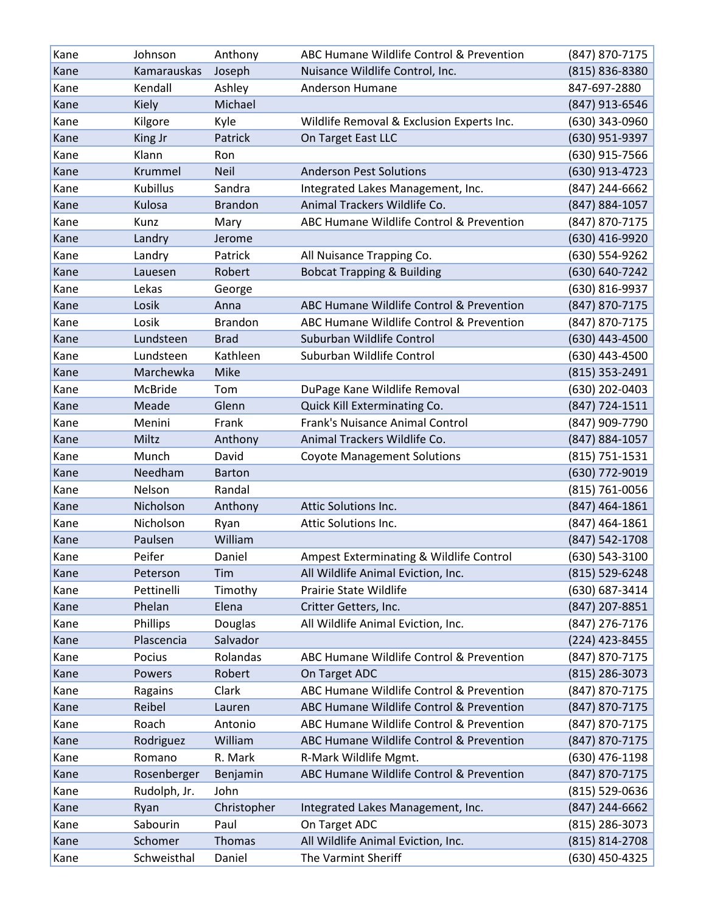| | | | | |
|---|---|---|---|---|
| Kane | Johnson | Anthony | ABC Humane Wildlife Control & Prevention | (847) 870-7175 |
| Kane | Kamarauskas | Joseph | Nuisance Wildlife Control, Inc. | (815) 836-8380 |
| Kane | Kendall | Ashley | Anderson Humane | 847-697-2880 |
| Kane | Kiely | Michael | | (847) 913-6546 |
| Kane | Kilgore | Kyle | Wildlife Removal & Exclusion Experts Inc. | (630) 343-0960 |
| Kane | King Jr | Patrick | On Target East LLC | (630) 951-9397 |
| Kane | Klann | Ron | | (630) 915-7566 |
| Kane | Krummel | Neil | Anderson Pest Solutions | (630) 913-4723 |
| Kane | Kubillus | Sandra | Integrated Lakes Management, Inc. | (847) 244-6662 |
| Kane | Kulosa | Brandon | Animal Trackers Wildlife Co. | (847) 884-1057 |
| Kane | Kunz | Mary | ABC Humane Wildlife Control & Prevention | (847) 870-7175 |
| Kane | Landry | Jerome | | (630) 416-9920 |
| Kane | Landry | Patrick | All Nuisance Trapping Co. | (630) 554-9262 |
| Kane | Lauesen | Robert | Bobcat Trapping & Building | (630) 640-7242 |
| Kane | Lekas | George | | (630) 816-9937 |
| Kane | Losik | Anna | ABC Humane Wildlife Control & Prevention | (847) 870-7175 |
| Kane | Losik | Brandon | ABC Humane Wildlife Control & Prevention | (847) 870-7175 |
| Kane | Lundsteen | Brad | Suburban Wildlife Control | (630) 443-4500 |
| Kane | Lundsteen | Kathleen | Suburban Wildlife Control | (630) 443-4500 |
| Kane | Marchewka | Mike | | (815) 353-2491 |
| Kane | McBride | Tom | DuPage Kane Wildlife Removal | (630) 202-0403 |
| Kane | Meade | Glenn | Quick Kill Exterminating Co. | (847) 724-1511 |
| Kane | Menini | Frank | Frank's Nuisance Animal Control | (847) 909-7790 |
| Kane | Miltz | Anthony | Animal Trackers Wildlife Co. | (847) 884-1057 |
| Kane | Munch | David | Coyote Management Solutions | (815) 751-1531 |
| Kane | Needham | Barton | | (630) 772-9019 |
| Kane | Nelson | Randal | | (815) 761-0056 |
| Kane | Nicholson | Anthony | Attic Solutions Inc. | (847) 464-1861 |
| Kane | Nicholson | Ryan | Attic Solutions Inc. | (847) 464-1861 |
| Kane | Paulsen | William | | (847) 542-1708 |
| Kane | Peifer | Daniel | Ampest Exterminating & Wildlife Control | (630) 543-3100 |
| Kane | Peterson | Tim | All Wildlife Animal Eviction, Inc. | (815) 529-6248 |
| Kane | Pettinelli | Timothy | Prairie State Wildlife | (630) 687-3414 |
| Kane | Phelan | Elena | Critter Getters, Inc. | (847) 207-8851 |
| Kane | Phillips | Douglas | All Wildlife Animal Eviction, Inc. | (847) 276-7176 |
| Kane | Plascencia | Salvador | | (224) 423-8455 |
| Kane | Pocius | Rolandas | ABC Humane Wildlife Control & Prevention | (847) 870-7175 |
| Kane | Powers | Robert | On Target ADC | (815) 286-3073 |
| Kane | Ragains | Clark | ABC Humane Wildlife Control & Prevention | (847) 870-7175 |
| Kane | Reibel | Lauren | ABC Humane Wildlife Control & Prevention | (847) 870-7175 |
| Kane | Roach | Antonio | ABC Humane Wildlife Control & Prevention | (847) 870-7175 |
| Kane | Rodriguez | William | ABC Humane Wildlife Control & Prevention | (847) 870-7175 |
| Kane | Romano | R. Mark | R-Mark Wildlife Mgmt. | (630) 476-1198 |
| Kane | Rosenberger | Benjamin | ABC Humane Wildlife Control & Prevention | (847) 870-7175 |
| Kane | Rudolph, Jr. | John | | (815) 529-0636 |
| Kane | Ryan | Christopher | Integrated Lakes Management, Inc. | (847) 244-6662 |
| Kane | Sabourin | Paul | On Target ADC | (815) 286-3073 |
| Kane | Schomer | Thomas | All Wildlife Animal Eviction, Inc. | (815) 814-2708 |
| Kane | Schweisthal | Daniel | The Varmint Sheriff | (630) 450-4325 |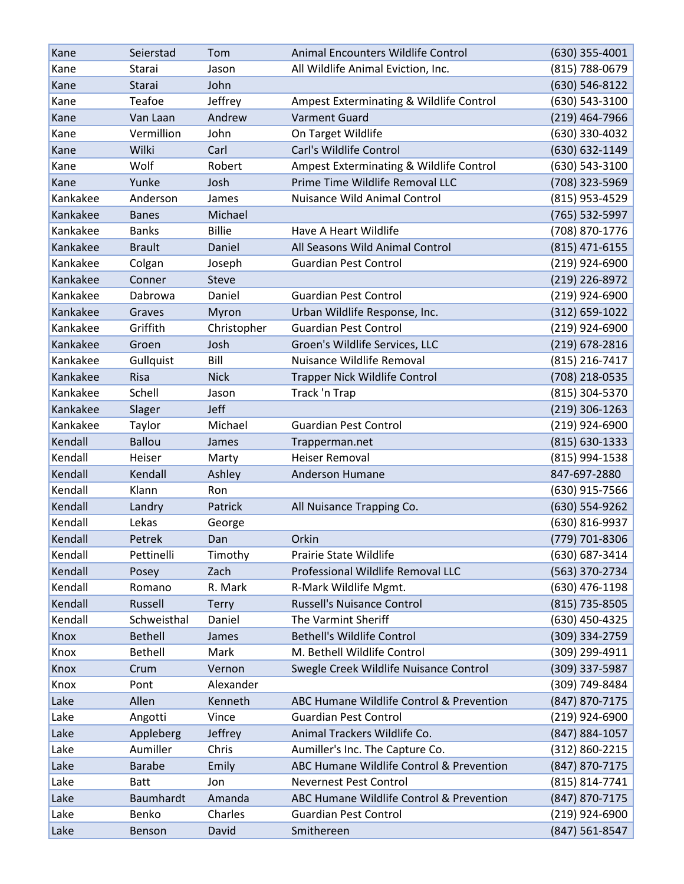| | | | | |
|---|---|---|---|---|
| Kane | Seierstad | Tom | Animal Encounters Wildlife Control | (630) 355-4001 |
| Kane | Starai | Jason | All Wildlife Animal Eviction, Inc. | (815) 788-0679 |
| Kane | Starai | John | | (630) 546-8122 |
| Kane | Teafoe | Jeffrey | Ampest Exterminating & Wildlife Control | (630) 543-3100 |
| Kane | Van Laan | Andrew | Varment Guard | (219) 464-7966 |
| Kane | Vermillion | John | On Target Wildlife | (630) 330-4032 |
| Kane | Wilki | Carl | Carl's Wildlife Control | (630) 632-1149 |
| Kane | Wolf | Robert | Ampest Exterminating & Wildlife Control | (630) 543-3100 |
| Kane | Yunke | Josh | Prime Time Wildlife Removal LLC | (708) 323-5969 |
| Kankakee | Anderson | James | Nuisance Wild Animal Control | (815) 953-4529 |
| Kankakee | Banes | Michael | | (765) 532-5997 |
| Kankakee | Banks | Billie | Have A Heart Wildlife | (708) 870-1776 |
| Kankakee | Brault | Daniel | All Seasons Wild Animal Control | (815) 471-6155 |
| Kankakee | Colgan | Joseph | Guardian Pest Control | (219) 924-6900 |
| Kankakee | Conner | Steve | | (219) 226-8972 |
| Kankakee | Dabrowa | Daniel | Guardian Pest Control | (219) 924-6900 |
| Kankakee | Graves | Myron | Urban Wildlife Response, Inc. | (312) 659-1022 |
| Kankakee | Griffith | Christopher | Guardian Pest Control | (219) 924-6900 |
| Kankakee | Groen | Josh | Groen's Wildlife Services, LLC | (219) 678-2816 |
| Kankakee | Gullquist | Bill | Nuisance Wildlife Removal | (815) 216-7417 |
| Kankakee | Risa | Nick | Trapper Nick Wildlife Control | (708) 218-0535 |
| Kankakee | Schell | Jason | Track 'n Trap | (815) 304-5370 |
| Kankakee | Slager | Jeff | | (219) 306-1263 |
| Kankakee | Taylor | Michael | Guardian Pest Control | (219) 924-6900 |
| Kendall | Ballou | James | Trapperman.net | (815) 630-1333 |
| Kendall | Heiser | Marty | Heiser Removal | (815) 994-1538 |
| Kendall | Kendall | Ashley | Anderson Humane | 847-697-2880 |
| Kendall | Klann | Ron | | (630) 915-7566 |
| Kendall | Landry | Patrick | All Nuisance Trapping Co. | (630) 554-9262 |
| Kendall | Lekas | George | | (630) 816-9937 |
| Kendall | Petrek | Dan | Orkin | (779) 701-8306 |
| Kendall | Pettinelli | Timothy | Prairie State Wildlife | (630) 687-3414 |
| Kendall | Posey | Zach | Professional Wildlife Removal LLC | (563) 370-2734 |
| Kendall | Romano | R. Mark | R-Mark Wildlife Mgmt. | (630) 476-1198 |
| Kendall | Russell | Terry | Russell's Nuisance Control | (815) 735-8505 |
| Kendall | Schweisthal | Daniel | The Varmint Sheriff | (630) 450-4325 |
| Knox | Bethell | James | Bethell's Wildlife Control | (309) 334-2759 |
| Knox | Bethell | Mark | M. Bethell Wildlife Control | (309) 299-4911 |
| Knox | Crum | Vernon | Swegle Creek Wildlife Nuisance Control | (309) 337-5987 |
| Knox | Pont | Alexander | | (309) 749-8484 |
| Lake | Allen | Kenneth | ABC Humane Wildlife Control & Prevention | (847) 870-7175 |
| Lake | Angotti | Vince | Guardian Pest Control | (219) 924-6900 |
| Lake | Appleberg | Jeffrey | Animal Trackers Wildlife Co. | (847) 884-1057 |
| Lake | Aumiller | Chris | Aumiller's Inc. The Capture Co. | (312) 860-2215 |
| Lake | Barabe | Emily | ABC Humane Wildlife Control & Prevention | (847) 870-7175 |
| Lake | Batt | Jon | Nevernest Pest Control | (815) 814-7741 |
| Lake | Baumhardt | Amanda | ABC Humane Wildlife Control & Prevention | (847) 870-7175 |
| Lake | Benko | Charles | Guardian Pest Control | (219) 924-6900 |
| Lake | Benson | David | Smithereen | (847) 561-8547 |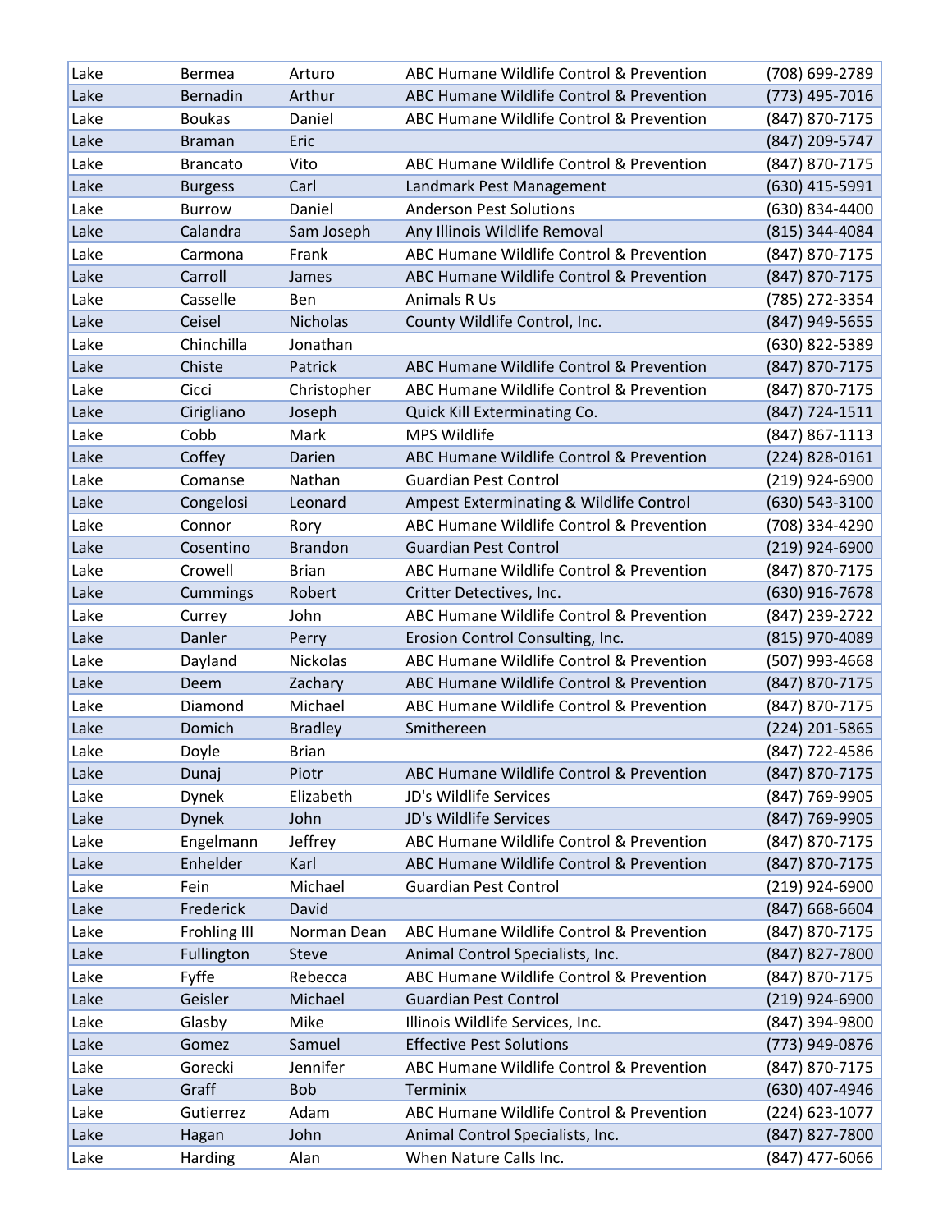| Lake | Bermea | Arturo | ABC Humane Wildlife Control & Prevention | (708) 699-2789 |
|---|---|---|---|---|
| Lake | Bernadin | Arthur | ABC Humane Wildlife Control & Prevention | (773) 495-7016 |
| Lake | Boukas | Daniel | ABC Humane Wildlife Control & Prevention | (847) 870-7175 |
| Lake | Braman | Eric | | (847) 209-5747 |
| Lake | Brancato | Vito | ABC Humane Wildlife Control & Prevention | (847) 870-7175 |
| Lake | Burgess | Carl | Landmark Pest Management | (630) 415-5991 |
| Lake | Burrow | Daniel | Anderson Pest Solutions | (630) 834-4400 |
| Lake | Calandra | Sam Joseph | Any Illinois Wildlife Removal | (815) 344-4084 |
| Lake | Carmona | Frank | ABC Humane Wildlife Control & Prevention | (847) 870-7175 |
| Lake | Carroll | James | ABC Humane Wildlife Control & Prevention | (847) 870-7175 |
| Lake | Casselle | Ben | Animals R Us | (785) 272-3354 |
| Lake | Ceisel | Nicholas | County Wildlife Control, Inc. | (847) 949-5655 |
| Lake | Chinchilla | Jonathan | | (630) 822-5389 |
| Lake | Chiste | Patrick | ABC Humane Wildlife Control & Prevention | (847) 870-7175 |
| Lake | Cicci | Christopher | ABC Humane Wildlife Control & Prevention | (847) 870-7175 |
| Lake | Cirigliano | Joseph | Quick Kill Exterminating Co. | (847) 724-1511 |
| Lake | Cobb | Mark | MPS Wildlife | (847) 867-1113 |
| Lake | Coffey | Darien | ABC Humane Wildlife Control & Prevention | (224) 828-0161 |
| Lake | Comanse | Nathan | Guardian Pest Control | (219) 924-6900 |
| Lake | Congelosi | Leonard | Ampest Exterminating & Wildlife Control | (630) 543-3100 |
| Lake | Connor | Rory | ABC Humane Wildlife Control & Prevention | (708) 334-4290 |
| Lake | Cosentino | Brandon | Guardian Pest Control | (219) 924-6900 |
| Lake | Crowell | Brian | ABC Humane Wildlife Control & Prevention | (847) 870-7175 |
| Lake | Cummings | Robert | Critter Detectives, Inc. | (630) 916-7678 |
| Lake | Currey | John | ABC Humane Wildlife Control & Prevention | (847) 239-2722 |
| Lake | Danler | Perry | Erosion Control Consulting, Inc. | (815) 970-4089 |
| Lake | Dayland | Nickolas | ABC Humane Wildlife Control & Prevention | (507) 993-4668 |
| Lake | Deem | Zachary | ABC Humane Wildlife Control & Prevention | (847) 870-7175 |
| Lake | Diamond | Michael | ABC Humane Wildlife Control & Prevention | (847) 870-7175 |
| Lake | Domich | Bradley | Smithereen | (224) 201-5865 |
| Lake | Doyle | Brian | | (847) 722-4586 |
| Lake | Dunaj | Piotr | ABC Humane Wildlife Control & Prevention | (847) 870-7175 |
| Lake | Dynek | Elizabeth | JD's Wildlife Services | (847) 769-9905 |
| Lake | Dynek | John | JD's Wildlife Services | (847) 769-9905 |
| Lake | Engelmann | Jeffrey | ABC Humane Wildlife Control & Prevention | (847) 870-7175 |
| Lake | Enhelder | Karl | ABC Humane Wildlife Control & Prevention | (847) 870-7175 |
| Lake | Fein | Michael | Guardian Pest Control | (219) 924-6900 |
| Lake | Frederick | David | | (847) 668-6604 |
| Lake | Frohling III | Norman Dean | ABC Humane Wildlife Control & Prevention | (847) 870-7175 |
| Lake | Fullington | Steve | Animal Control Specialists, Inc. | (847) 827-7800 |
| Lake | Fyffe | Rebecca | ABC Humane Wildlife Control & Prevention | (847) 870-7175 |
| Lake | Geisler | Michael | Guardian Pest Control | (219) 924-6900 |
| Lake | Glasby | Mike | Illinois Wildlife Services, Inc. | (847) 394-9800 |
| Lake | Gomez | Samuel | Effective Pest Solutions | (773) 949-0876 |
| Lake | Gorecki | Jennifer | ABC Humane Wildlife Control & Prevention | (847) 870-7175 |
| Lake | Graff | Bob | Terminix | (630) 407-4946 |
| Lake | Gutierrez | Adam | ABC Humane Wildlife Control & Prevention | (224) 623-1077 |
| Lake | Hagan | John | Animal Control Specialists, Inc. | (847) 827-7800 |
| Lake | Harding | Alan | When Nature Calls Inc. | (847) 477-6066 |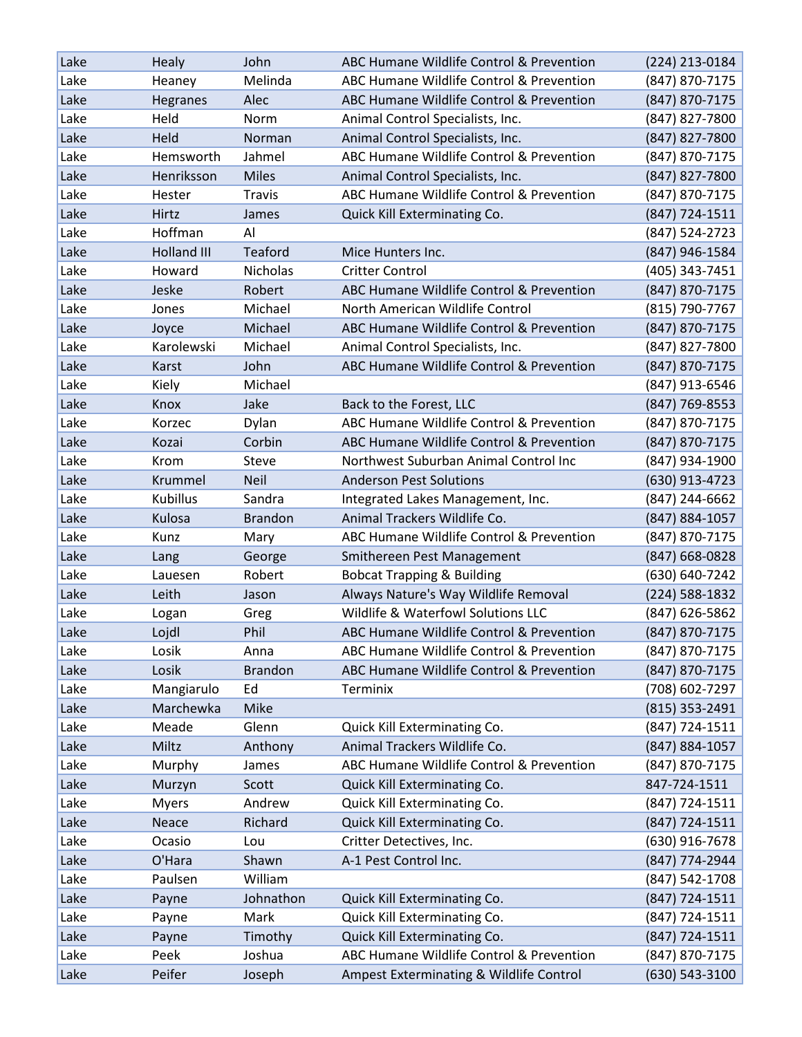| | | | | |
|---|---|---|---|---|
| Lake | Healy | John | ABC Humane Wildlife Control & Prevention | (224) 213-0184 |
| Lake | Heaney | Melinda | ABC Humane Wildlife Control & Prevention | (847) 870-7175 |
| Lake | Hegranes | Alec | ABC Humane Wildlife Control & Prevention | (847) 870-7175 |
| Lake | Held | Norm | Animal Control Specialists, Inc. | (847) 827-7800 |
| Lake | Held | Norman | Animal Control Specialists, Inc. | (847) 827-7800 |
| Lake | Hemsworth | Jahmel | ABC Humane Wildlife Control & Prevention | (847) 870-7175 |
| Lake | Henriksson | Miles | Animal Control Specialists, Inc. | (847) 827-7800 |
| Lake | Hester | Travis | ABC Humane Wildlife Control & Prevention | (847) 870-7175 |
| Lake | Hirtz | James | Quick Kill Exterminating Co. | (847) 724-1511 |
| Lake | Hoffman | Al | | (847) 524-2723 |
| Lake | Holland III | Teaford | Mice Hunters Inc. | (847) 946-1584 |
| Lake | Howard | Nicholas | Critter Control | (405) 343-7451 |
| Lake | Jeske | Robert | ABC Humane Wildlife Control & Prevention | (847) 870-7175 |
| Lake | Jones | Michael | North American Wildlife Control | (815) 790-7767 |
| Lake | Joyce | Michael | ABC Humane Wildlife Control & Prevention | (847) 870-7175 |
| Lake | Karolewski | Michael | Animal Control Specialists, Inc. | (847) 827-7800 |
| Lake | Karst | John | ABC Humane Wildlife Control & Prevention | (847) 870-7175 |
| Lake | Kiely | Michael | | (847) 913-6546 |
| Lake | Knox | Jake | Back to the Forest, LLC | (847) 769-8553 |
| Lake | Korzec | Dylan | ABC Humane Wildlife Control & Prevention | (847) 870-7175 |
| Lake | Kozai | Corbin | ABC Humane Wildlife Control & Prevention | (847) 870-7175 |
| Lake | Krom | Steve | Northwest Suburban Animal Control Inc | (847) 934-1900 |
| Lake | Krummel | Neil | Anderson Pest Solutions | (630) 913-4723 |
| Lake | Kubillus | Sandra | Integrated Lakes Management, Inc. | (847) 244-6662 |
| Lake | Kulosa | Brandon | Animal Trackers Wildlife Co. | (847) 884-1057 |
| Lake | Kunz | Mary | ABC Humane Wildlife Control & Prevention | (847) 870-7175 |
| Lake | Lang | George | Smithereen Pest Management | (847) 668-0828 |
| Lake | Lauesen | Robert | Bobcat Trapping & Building | (630) 640-7242 |
| Lake | Leith | Jason | Always Nature's Way Wildlife Removal | (224) 588-1832 |
| Lake | Logan | Greg | Wildlife & Waterfowl Solutions LLC | (847) 626-5862 |
| Lake | Lojdl | Phil | ABC Humane Wildlife Control & Prevention | (847) 870-7175 |
| Lake | Losik | Anna | ABC Humane Wildlife Control & Prevention | (847) 870-7175 |
| Lake | Losik | Brandon | ABC Humane Wildlife Control & Prevention | (847) 870-7175 |
| Lake | Mangiarulo | Ed | Terminix | (708) 602-7297 |
| Lake | Marchewka | Mike | | (815) 353-2491 |
| Lake | Meade | Glenn | Quick Kill Exterminating Co. | (847) 724-1511 |
| Lake | Miltz | Anthony | Animal Trackers Wildlife Co. | (847) 884-1057 |
| Lake | Murphy | James | ABC Humane Wildlife Control & Prevention | (847) 870-7175 |
| Lake | Murzyn | Scott | Quick Kill Exterminating Co. | 847-724-1511 |
| Lake | Myers | Andrew | Quick Kill Exterminating Co. | (847) 724-1511 |
| Lake | Neace | Richard | Quick Kill Exterminating Co. | (847) 724-1511 |
| Lake | Ocasio | Lou | Critter Detectives, Inc. | (630) 916-7678 |
| Lake | O'Hara | Shawn | A-1 Pest Control Inc. | (847) 774-2944 |
| Lake | Paulsen | William | | (847) 542-1708 |
| Lake | Payne | Johnathon | Quick Kill Exterminating Co. | (847) 724-1511 |
| Lake | Payne | Mark | Quick Kill Exterminating Co. | (847) 724-1511 |
| Lake | Payne | Timothy | Quick Kill Exterminating Co. | (847) 724-1511 |
| Lake | Peek | Joshua | ABC Humane Wildlife Control & Prevention | (847) 870-7175 |
| Lake | Peifer | Joseph | Ampest Exterminating & Wildlife Control | (630) 543-3100 |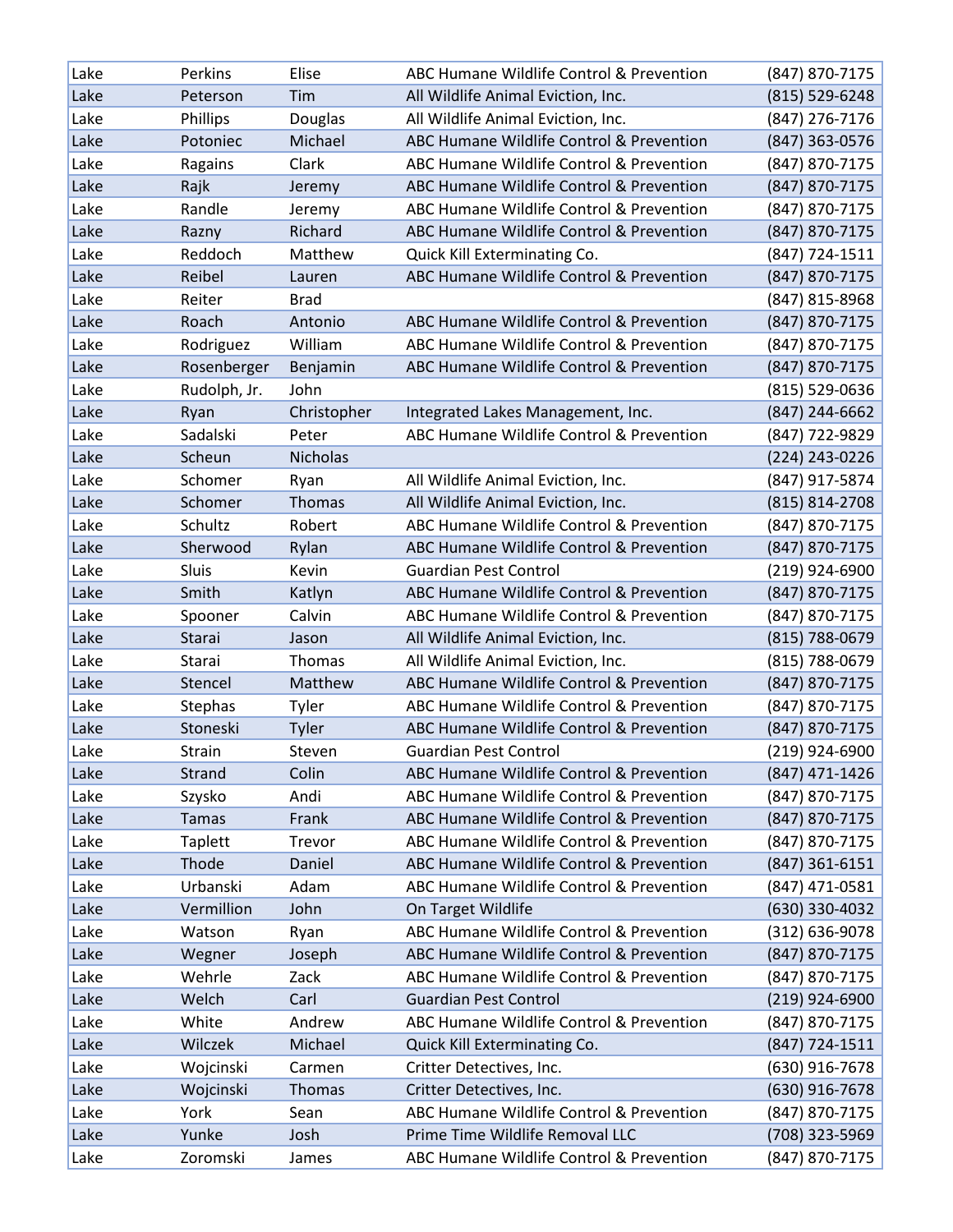| Lake | Perkins | Elise | ABC Humane Wildlife Control & Prevention | (847) 870-7175 |
|---|---|---|---|---|
| Lake | Peterson | Tim | All Wildlife Animal Eviction, Inc. | (815) 529-6248 |
| Lake | Phillips | Douglas | All Wildlife Animal Eviction, Inc. | (847) 276-7176 |
| Lake | Potoniec | Michael | ABC Humane Wildlife Control & Prevention | (847) 363-0576 |
| Lake | Ragains | Clark | ABC Humane Wildlife Control & Prevention | (847) 870-7175 |
| Lake | Rajk | Jeremy | ABC Humane Wildlife Control & Prevention | (847) 870-7175 |
| Lake | Randle | Jeremy | ABC Humane Wildlife Control & Prevention | (847) 870-7175 |
| Lake | Razny | Richard | ABC Humane Wildlife Control & Prevention | (847) 870-7175 |
| Lake | Reddoch | Matthew | Quick Kill Exterminating Co. | (847) 724-1511 |
| Lake | Reibel | Lauren | ABC Humane Wildlife Control & Prevention | (847) 870-7175 |
| Lake | Reiter | Brad | | (847) 815-8968 |
| Lake | Roach | Antonio | ABC Humane Wildlife Control & Prevention | (847) 870-7175 |
| Lake | Rodriguez | William | ABC Humane Wildlife Control & Prevention | (847) 870-7175 |
| Lake | Rosenberger | Benjamin | ABC Humane Wildlife Control & Prevention | (847) 870-7175 |
| Lake | Rudolph, Jr. | John | | (815) 529-0636 |
| Lake | Ryan | Christopher | Integrated Lakes Management, Inc. | (847) 244-6662 |
| Lake | Sadalski | Peter | ABC Humane Wildlife Control & Prevention | (847) 722-9829 |
| Lake | Scheun | Nicholas | | (224) 243-0226 |
| Lake | Schomer | Ryan | All Wildlife Animal Eviction, Inc. | (847) 917-5874 |
| Lake | Schomer | Thomas | All Wildlife Animal Eviction, Inc. | (815) 814-2708 |
| Lake | Schultz | Robert | ABC Humane Wildlife Control & Prevention | (847) 870-7175 |
| Lake | Sherwood | Rylan | ABC Humane Wildlife Control & Prevention | (847) 870-7175 |
| Lake | Sluis | Kevin | Guardian Pest Control | (219) 924-6900 |
| Lake | Smith | Katlyn | ABC Humane Wildlife Control & Prevention | (847) 870-7175 |
| Lake | Spooner | Calvin | ABC Humane Wildlife Control & Prevention | (847) 870-7175 |
| Lake | Starai | Jason | All Wildlife Animal Eviction, Inc. | (815) 788-0679 |
| Lake | Starai | Thomas | All Wildlife Animal Eviction, Inc. | (815) 788-0679 |
| Lake | Stencel | Matthew | ABC Humane Wildlife Control & Prevention | (847) 870-7175 |
| Lake | Stephas | Tyler | ABC Humane Wildlife Control & Prevention | (847) 870-7175 |
| Lake | Stoneski | Tyler | ABC Humane Wildlife Control & Prevention | (847) 870-7175 |
| Lake | Strain | Steven | Guardian Pest Control | (219) 924-6900 |
| Lake | Strand | Colin | ABC Humane Wildlife Control & Prevention | (847) 471-1426 |
| Lake | Szysko | Andi | ABC Humane Wildlife Control & Prevention | (847) 870-7175 |
| Lake | Tamas | Frank | ABC Humane Wildlife Control & Prevention | (847) 870-7175 |
| Lake | Taplett | Trevor | ABC Humane Wildlife Control & Prevention | (847) 870-7175 |
| Lake | Thode | Daniel | ABC Humane Wildlife Control & Prevention | (847) 361-6151 |
| Lake | Urbanski | Adam | ABC Humane Wildlife Control & Prevention | (847) 471-0581 |
| Lake | Vermillion | John | On Target Wildlife | (630) 330-4032 |
| Lake | Watson | Ryan | ABC Humane Wildlife Control & Prevention | (312) 636-9078 |
| Lake | Wegner | Joseph | ABC Humane Wildlife Control & Prevention | (847) 870-7175 |
| Lake | Wehrle | Zack | ABC Humane Wildlife Control & Prevention | (847) 870-7175 |
| Lake | Welch | Carl | Guardian Pest Control | (219) 924-6900 |
| Lake | White | Andrew | ABC Humane Wildlife Control & Prevention | (847) 870-7175 |
| Lake | Wilczek | Michael | Quick Kill Exterminating Co. | (847) 724-1511 |
| Lake | Wojcinski | Carmen | Critter Detectives, Inc. | (630) 916-7678 |
| Lake | Wojcinski | Thomas | Critter Detectives, Inc. | (630) 916-7678 |
| Lake | York | Sean | ABC Humane Wildlife Control & Prevention | (847) 870-7175 |
| Lake | Yunke | Josh | Prime Time Wildlife Removal LLC | (708) 323-5969 |
| Lake | Zoromski | James | ABC Humane Wildlife Control & Prevention | (847) 870-7175 |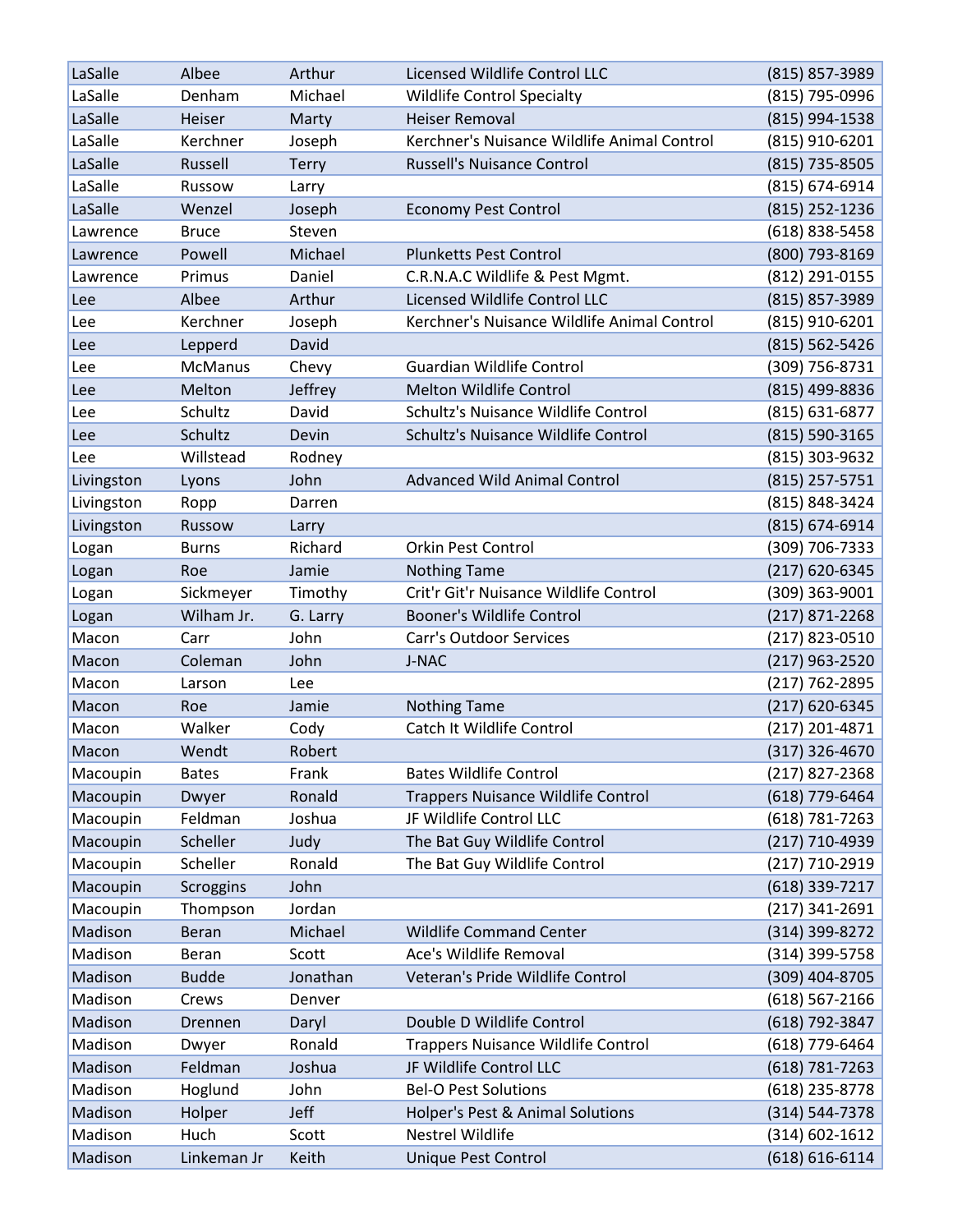| | | | | |
|---|---|---|---|---|
| LaSalle | Albee | Arthur | Licensed Wildlife Control LLC | (815) 857-3989 |
| LaSalle | Denham | Michael | Wildlife Control Specialty | (815) 795-0996 |
| LaSalle | Heiser | Marty | Heiser Removal | (815) 994-1538 |
| LaSalle | Kerchner | Joseph | Kerchner's Nuisance Wildlife Animal Control | (815) 910-6201 |
| LaSalle | Russell | Terry | Russell's Nuisance Control | (815) 735-8505 |
| LaSalle | Russow | Larry | | (815) 674-6914 |
| LaSalle | Wenzel | Joseph | Economy Pest Control | (815) 252-1236 |
| Lawrence | Bruce | Steven | | (618) 838-5458 |
| Lawrence | Powell | Michael | Plunketts Pest Control | (800) 793-8169 |
| Lawrence | Primus | Daniel | C.R.N.A.C Wildlife & Pest Mgmt. | (812) 291-0155 |
| Lee | Albee | Arthur | Licensed Wildlife Control LLC | (815) 857-3989 |
| Lee | Kerchner | Joseph | Kerchner's Nuisance Wildlife Animal Control | (815) 910-6201 |
| Lee | Lepperd | David | | (815) 562-5426 |
| Lee | McManus | Chevy | Guardian Wildlife Control | (309) 756-8731 |
| Lee | Melton | Jeffrey | Melton Wildlife Control | (815) 499-8836 |
| Lee | Schultz | David | Schultz's Nuisance Wildlife Control | (815) 631-6877 |
| Lee | Schultz | Devin | Schultz's Nuisance Wildlife Control | (815) 590-3165 |
| Lee | Willstead | Rodney | | (815) 303-9632 |
| Livingston | Lyons | John | Advanced Wild Animal Control | (815) 257-5751 |
| Livingston | Ropp | Darren | | (815) 848-3424 |
| Livingston | Russow | Larry | | (815) 674-6914 |
| Logan | Burns | Richard | Orkin Pest Control | (309) 706-7333 |
| Logan | Roe | Jamie | Nothing Tame | (217) 620-6345 |
| Logan | Sickmeyer | Timothy | Crit'r Git'r Nuisance Wildlife Control | (309) 363-9001 |
| Logan | Wilham Jr. | G. Larry | Booner's Wildlife Control | (217) 871-2268 |
| Macon | Carr | John | Carr's Outdoor Services | (217) 823-0510 |
| Macon | Coleman | John | J-NAC | (217) 963-2520 |
| Macon | Larson | Lee | | (217) 762-2895 |
| Macon | Roe | Jamie | Nothing Tame | (217) 620-6345 |
| Macon | Walker | Cody | Catch It Wildlife Control | (217) 201-4871 |
| Macon | Wendt | Robert | | (317) 326-4670 |
| Macoupin | Bates | Frank | Bates Wildlife Control | (217) 827-2368 |
| Macoupin | Dwyer | Ronald | Trappers Nuisance Wildlife Control | (618) 779-6464 |
| Macoupin | Feldman | Joshua | JF Wildlife Control LLC | (618) 781-7263 |
| Macoupin | Scheller | Judy | The Bat Guy Wildlife Control | (217) 710-4939 |
| Macoupin | Scheller | Ronald | The Bat Guy Wildlife Control | (217) 710-2919 |
| Macoupin | Scroggins | John | | (618) 339-7217 |
| Macoupin | Thompson | Jordan | | (217) 341-2691 |
| Madison | Beran | Michael | Wildlife Command Center | (314) 399-8272 |
| Madison | Beran | Scott | Ace's Wildlife Removal | (314) 399-5758 |
| Madison | Budde | Jonathan | Veteran's Pride Wildlife Control | (309) 404-8705 |
| Madison | Crews | Denver | | (618) 567-2166 |
| Madison | Drennen | Daryl | Double D Wildlife Control | (618) 792-3847 |
| Madison | Dwyer | Ronald | Trappers Nuisance Wildlife Control | (618) 779-6464 |
| Madison | Feldman | Joshua | JF Wildlife Control LLC | (618) 781-7263 |
| Madison | Hoglund | John | Bel-O Pest Solutions | (618) 235-8778 |
| Madison | Holper | Jeff | Holper's Pest & Animal Solutions | (314) 544-7378 |
| Madison | Huch | Scott | Nestrel Wildlife | (314) 602-1612 |
| Madison | Linkeman Jr | Keith | Unique Pest Control | (618) 616-6114 |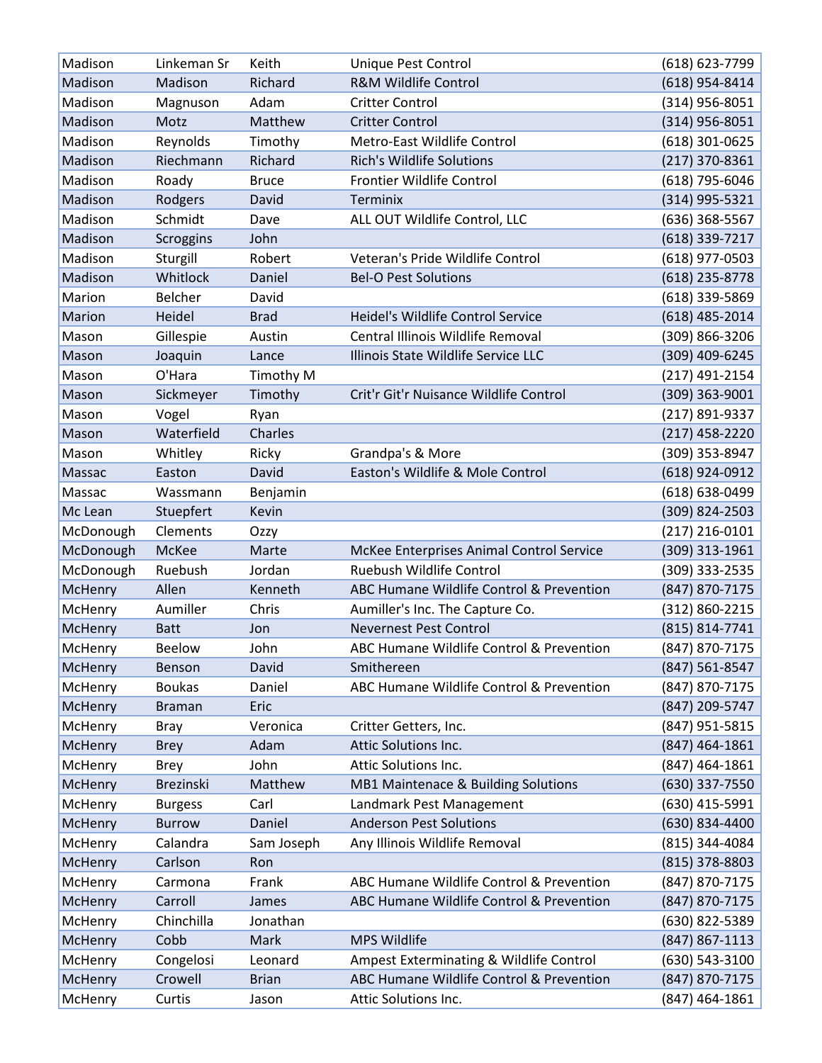| Madison | Linkeman Sr | Keith | Unique Pest Control | (618) 623-7799 |
|---|---|---|---|---|
| Madison | Madison | Richard | R&M Wildlife Control | (618) 954-8414 |
| Madison | Magnuson | Adam | Critter Control | (314) 956-8051 |
| Madison | Motz | Matthew | Critter Control | (314) 956-8051 |
| Madison | Reynolds | Timothy | Metro-East Wildlife Control | (618) 301-0625 |
| Madison | Riechmann | Richard | Rich's Wildlife Solutions | (217) 370-8361 |
| Madison | Roady | Bruce | Frontier Wildlife Control | (618) 795-6046 |
| Madison | Rodgers | David | Terminix | (314) 995-5321 |
| Madison | Schmidt | Dave | ALL OUT Wildlife Control, LLC | (636) 368-5567 |
| Madison | Scroggins | John | | (618) 339-7217 |
| Madison | Sturgill | Robert | Veteran's Pride Wildlife Control | (618) 977-0503 |
| Madison | Whitlock | Daniel | Bel-O Pest Solutions | (618) 235-8778 |
| Marion | Belcher | David | | (618) 339-5869 |
| Marion | Heidel | Brad | Heidel's Wildlife Control Service | (618) 485-2014 |
| Mason | Gillespie | Austin | Central Illinois Wildlife Removal | (309) 866-3206 |
| Mason | Joaquin | Lance | Illinois State Wildlife Service LLC | (309) 409-6245 |
| Mason | O'Hara | Timothy M | | (217) 491-2154 |
| Mason | Sickmeyer | Timothy | Crit'r Git'r Nuisance Wildlife Control | (309) 363-9001 |
| Mason | Vogel | Ryan | | (217) 891-9337 |
| Mason | Waterfield | Charles | | (217) 458-2220 |
| Mason | Whitley | Ricky | Grandpa's & More | (309) 353-8947 |
| Massac | Easton | David | Easton's Wildlife & Mole Control | (618) 924-0912 |
| Massac | Wassmann | Benjamin | | (618) 638-0499 |
| Mc Lean | Stuepfert | Kevin | | (309) 824-2503 |
| McDonough | Clements | Ozzy | | (217) 216-0101 |
| McDonough | McKee | Marte | McKee Enterprises Animal Control Service | (309) 313-1961 |
| McDonough | Ruebush | Jordan | Ruebush Wildlife Control | (309) 333-2535 |
| McHenry | Allen | Kenneth | ABC Humane Wildlife Control & Prevention | (847) 870-7175 |
| McHenry | Aumiller | Chris | Aumiller's Inc. The Capture Co. | (312) 860-2215 |
| McHenry | Batt | Jon | Nevernest Pest Control | (815) 814-7741 |
| McHenry | Beelow | John | ABC Humane Wildlife Control & Prevention | (847) 870-7175 |
| McHenry | Benson | David | Smithereen | (847) 561-8547 |
| McHenry | Boukas | Daniel | ABC Humane Wildlife Control & Prevention | (847) 870-7175 |
| McHenry | Braman | Eric | | (847) 209-5747 |
| McHenry | Bray | Veronica | Critter Getters, Inc. | (847) 951-5815 |
| McHenry | Brey | Adam | Attic Solutions Inc. | (847) 464-1861 |
| McHenry | Brey | John | Attic Solutions Inc. | (847) 464-1861 |
| McHenry | Brezinski | Matthew | MB1 Maintenace & Building Solutions | (630) 337-7550 |
| McHenry | Burgess | Carl | Landmark Pest Management | (630) 415-5991 |
| McHenry | Burrow | Daniel | Anderson Pest Solutions | (630) 834-4400 |
| McHenry | Calandra | Sam Joseph | Any Illinois Wildlife Removal | (815) 344-4084 |
| McHenry | Carlson | Ron | | (815) 378-8803 |
| McHenry | Carmona | Frank | ABC Humane Wildlife Control & Prevention | (847) 870-7175 |
| McHenry | Carroll | James | ABC Humane Wildlife Control & Prevention | (847) 870-7175 |
| McHenry | Chinchilla | Jonathan | | (630) 822-5389 |
| McHenry | Cobb | Mark | MPS Wildlife | (847) 867-1113 |
| McHenry | Congelosi | Leonard | Ampest Exterminating & Wildlife Control | (630) 543-3100 |
| McHenry | Crowell | Brian | ABC Humane Wildlife Control & Prevention | (847) 870-7175 |
| McHenry | Curtis | Jason | Attic Solutions Inc. | (847) 464-1861 |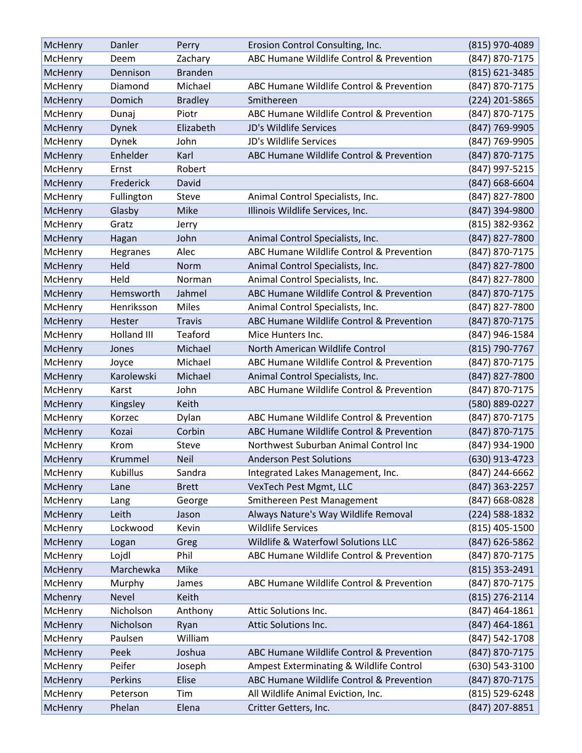| McHenry | Danler | Perry | Erosion Control Consulting, Inc. | (815) 970-4089 |
|---|---|---|---|---|
| McHenry | Deem | Zachary | ABC Humane Wildlife Control & Prevention | (847) 870-7175 |
| McHenry | Dennison | Branden | | (815) 621-3485 |
| McHenry | Diamond | Michael | ABC Humane Wildlife Control & Prevention | (847) 870-7175 |
| McHenry | Domich | Bradley | Smithereen | (224) 201-5865 |
| McHenry | Dunaj | Piotr | ABC Humane Wildlife Control & Prevention | (847) 870-7175 |
| McHenry | Dynek | Elizabeth | JD's Wildlife Services | (847) 769-9905 |
| McHenry | Dynek | John | JD's Wildlife Services | (847) 769-9905 |
| McHenry | Enhelder | Karl | ABC Humane Wildlife Control & Prevention | (847) 870-7175 |
| McHenry | Ernst | Robert | | (847) 997-5215 |
| McHenry | Frederick | David | | (847) 668-6604 |
| McHenry | Fullington | Steve | Animal Control Specialists, Inc. | (847) 827-7800 |
| McHenry | Glasby | Mike | Illinois Wildlife Services, Inc. | (847) 394-9800 |
| McHenry | Gratz | Jerry | | (815) 382-9362 |
| McHenry | Hagan | John | Animal Control Specialists, Inc. | (847) 827-7800 |
| McHenry | Hegranes | Alec | ABC Humane Wildlife Control & Prevention | (847) 870-7175 |
| McHenry | Held | Norm | Animal Control Specialists, Inc. | (847) 827-7800 |
| McHenry | Held | Norman | Animal Control Specialists, Inc. | (847) 827-7800 |
| McHenry | Hemsworth | Jahmel | ABC Humane Wildlife Control & Prevention | (847) 870-7175 |
| McHenry | Henriksson | Miles | Animal Control Specialists, Inc. | (847) 827-7800 |
| McHenry | Hester | Travis | ABC Humane Wildlife Control & Prevention | (847) 870-7175 |
| McHenry | Holland III | Teaford | Mice Hunters Inc. | (847) 946-1584 |
| McHenry | Jones | Michael | North American Wildlife Control | (815) 790-7767 |
| McHenry | Joyce | Michael | ABC Humane Wildlife Control & Prevention | (847) 870-7175 |
| McHenry | Karolewski | Michael | Animal Control Specialists, Inc. | (847) 827-7800 |
| McHenry | Karst | John | ABC Humane Wildlife Control & Prevention | (847) 870-7175 |
| McHenry | Kingsley | Keith | | (580) 889-0227 |
| McHenry | Korzec | Dylan | ABC Humane Wildlife Control & Prevention | (847) 870-7175 |
| McHenry | Kozai | Corbin | ABC Humane Wildlife Control & Prevention | (847) 870-7175 |
| McHenry | Krom | Steve | Northwest Suburban Animal Control Inc | (847) 934-1900 |
| McHenry | Krummel | Neil | Anderson Pest Solutions | (630) 913-4723 |
| McHenry | Kubillus | Sandra | Integrated Lakes Management, Inc. | (847) 244-6662 |
| McHenry | Lane | Brett | VexTech Pest Mgmt, LLC | (847) 363-2257 |
| McHenry | Lang | George | Smithereen Pest Management | (847) 668-0828 |
| McHenry | Leith | Jason | Always Nature's Way Wildlife Removal | (224) 588-1832 |
| McHenry | Lockwood | Kevin | Wildlife Services | (815) 405-1500 |
| McHenry | Logan | Greg | Wildlife & Waterfowl Solutions LLC | (847) 626-5862 |
| McHenry | Lojdl | Phil | ABC Humane Wildlife Control & Prevention | (847) 870-7175 |
| McHenry | Marchewka | Mike | | (815) 353-2491 |
| McHenry | Murphy | James | ABC Humane Wildlife Control & Prevention | (847) 870-7175 |
| Mchenry | Nevel | Keith | | (815) 276-2114 |
| McHenry | Nicholson | Anthony | Attic Solutions Inc. | (847) 464-1861 |
| McHenry | Nicholson | Ryan | Attic Solutions Inc. | (847) 464-1861 |
| McHenry | Paulsen | William | | (847) 542-1708 |
| McHenry | Peek | Joshua | ABC Humane Wildlife Control & Prevention | (847) 870-7175 |
| McHenry | Peifer | Joseph | Ampest Exterminating & Wildlife Control | (630) 543-3100 |
| McHenry | Perkins | Elise | ABC Humane Wildlife Control & Prevention | (847) 870-7175 |
| McHenry | Peterson | Tim | All Wildlife Animal Eviction, Inc. | (815) 529-6248 |
| McHenry | Phelan | Elena | Critter Getters, Inc. | (847) 207-8851 |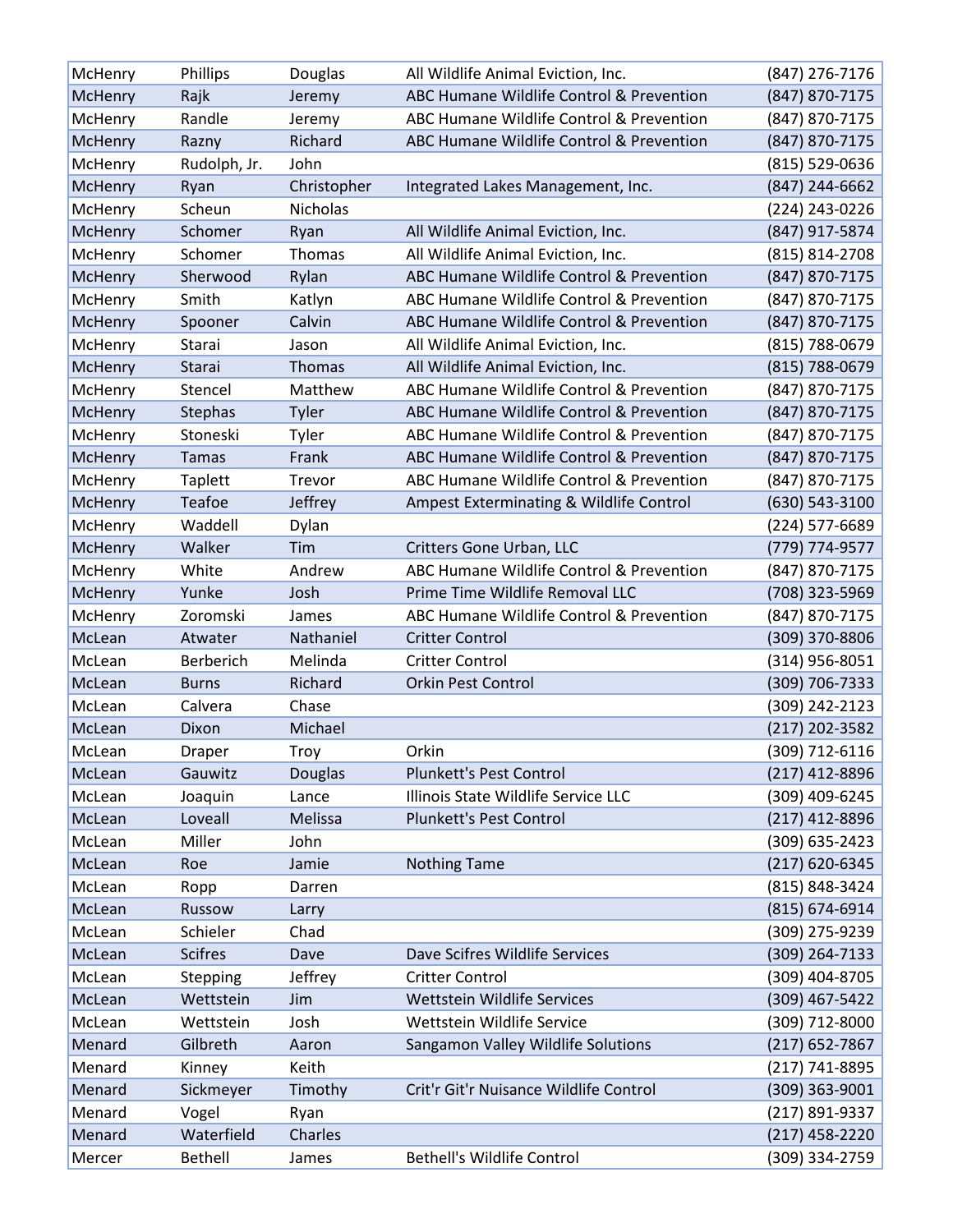| McHenry | Phillips | Douglas | All Wildlife Animal Eviction, Inc. | (847) 276-7176 |
|---|---|---|---|---|
| McHenry | Rajk | Jeremy | ABC Humane Wildlife Control & Prevention | (847) 870-7175 |
| McHenry | Randle | Jeremy | ABC Humane Wildlife Control & Prevention | (847) 870-7175 |
| McHenry | Razny | Richard | ABC Humane Wildlife Control & Prevention | (847) 870-7175 |
| McHenry | Rudolph, Jr. | John | | (815) 529-0636 |
| McHenry | Ryan | Christopher | Integrated Lakes Management, Inc. | (847) 244-6662 |
| McHenry | Scheun | Nicholas | | (224) 243-0226 |
| McHenry | Schomer | Ryan | All Wildlife Animal Eviction, Inc. | (847) 917-5874 |
| McHenry | Schomer | Thomas | All Wildlife Animal Eviction, Inc. | (815) 814-2708 |
| McHenry | Sherwood | Rylan | ABC Humane Wildlife Control & Prevention | (847) 870-7175 |
| McHenry | Smith | Katlyn | ABC Humane Wildlife Control & Prevention | (847) 870-7175 |
| McHenry | Spooner | Calvin | ABC Humane Wildlife Control & Prevention | (847) 870-7175 |
| McHenry | Starai | Jason | All Wildlife Animal Eviction, Inc. | (815) 788-0679 |
| McHenry | Starai | Thomas | All Wildlife Animal Eviction, Inc. | (815) 788-0679 |
| McHenry | Stencel | Matthew | ABC Humane Wildlife Control & Prevention | (847) 870-7175 |
| McHenry | Stephas | Tyler | ABC Humane Wildlife Control & Prevention | (847) 870-7175 |
| McHenry | Stoneski | Tyler | ABC Humane Wildlife Control & Prevention | (847) 870-7175 |
| McHenry | Tamas | Frank | ABC Humane Wildlife Control & Prevention | (847) 870-7175 |
| McHenry | Taplett | Trevor | ABC Humane Wildlife Control & Prevention | (847) 870-7175 |
| McHenry | Teafoe | Jeffrey | Ampest Exterminating & Wildlife Control | (630) 543-3100 |
| McHenry | Waddell | Dylan | | (224) 577-6689 |
| McHenry | Walker | Tim | Critters Gone Urban, LLC | (779) 774-9577 |
| McHenry | White | Andrew | ABC Humane Wildlife Control & Prevention | (847) 870-7175 |
| McHenry | Yunke | Josh | Prime Time Wildlife Removal LLC | (708) 323-5969 |
| McHenry | Zoromski | James | ABC Humane Wildlife Control & Prevention | (847) 870-7175 |
| McLean | Atwater | Nathaniel | Critter Control | (309) 370-8806 |
| McLean | Berberich | Melinda | Critter Control | (314) 956-8051 |
| McLean | Burns | Richard | Orkin Pest Control | (309) 706-7333 |
| McLean | Calvera | Chase | | (309) 242-2123 |
| McLean | Dixon | Michael | | (217) 202-3582 |
| McLean | Draper | Troy | Orkin | (309) 712-6116 |
| McLean | Gauwitz | Douglas | Plunkett's Pest Control | (217) 412-8896 |
| McLean | Joaquin | Lance | Illinois State Wildlife Service LLC | (309) 409-6245 |
| McLean | Loveall | Melissa | Plunkett's Pest Control | (217) 412-8896 |
| McLean | Miller | John | | (309) 635-2423 |
| McLean | Roe | Jamie | Nothing Tame | (217) 620-6345 |
| McLean | Ropp | Darren | | (815) 848-3424 |
| McLean | Russow | Larry | | (815) 674-6914 |
| McLean | Schieler | Chad | | (309) 275-9239 |
| McLean | Scifres | Dave | Dave Scifres Wildlife Services | (309) 264-7133 |
| McLean | Stepping | Jeffrey | Critter Control | (309) 404-8705 |
| McLean | Wettstein | Jim | Wettstein Wildlife Services | (309) 467-5422 |
| McLean | Wettstein | Josh | Wettstein Wildlife Service | (309) 712-8000 |
| Menard | Gilbreth | Aaron | Sangamon Valley Wildlife Solutions | (217) 652-7867 |
| Menard | Kinney | Keith | | (217) 741-8895 |
| Menard | Sickmeyer | Timothy | Crit'r Git'r Nuisance Wildlife Control | (309) 363-9001 |
| Menard | Vogel | Ryan | | (217) 891-9337 |
| Menard | Waterfield | Charles | | (217) 458-2220 |
| Mercer | Bethell | James | Bethell's Wildlife Control | (309) 334-2759 |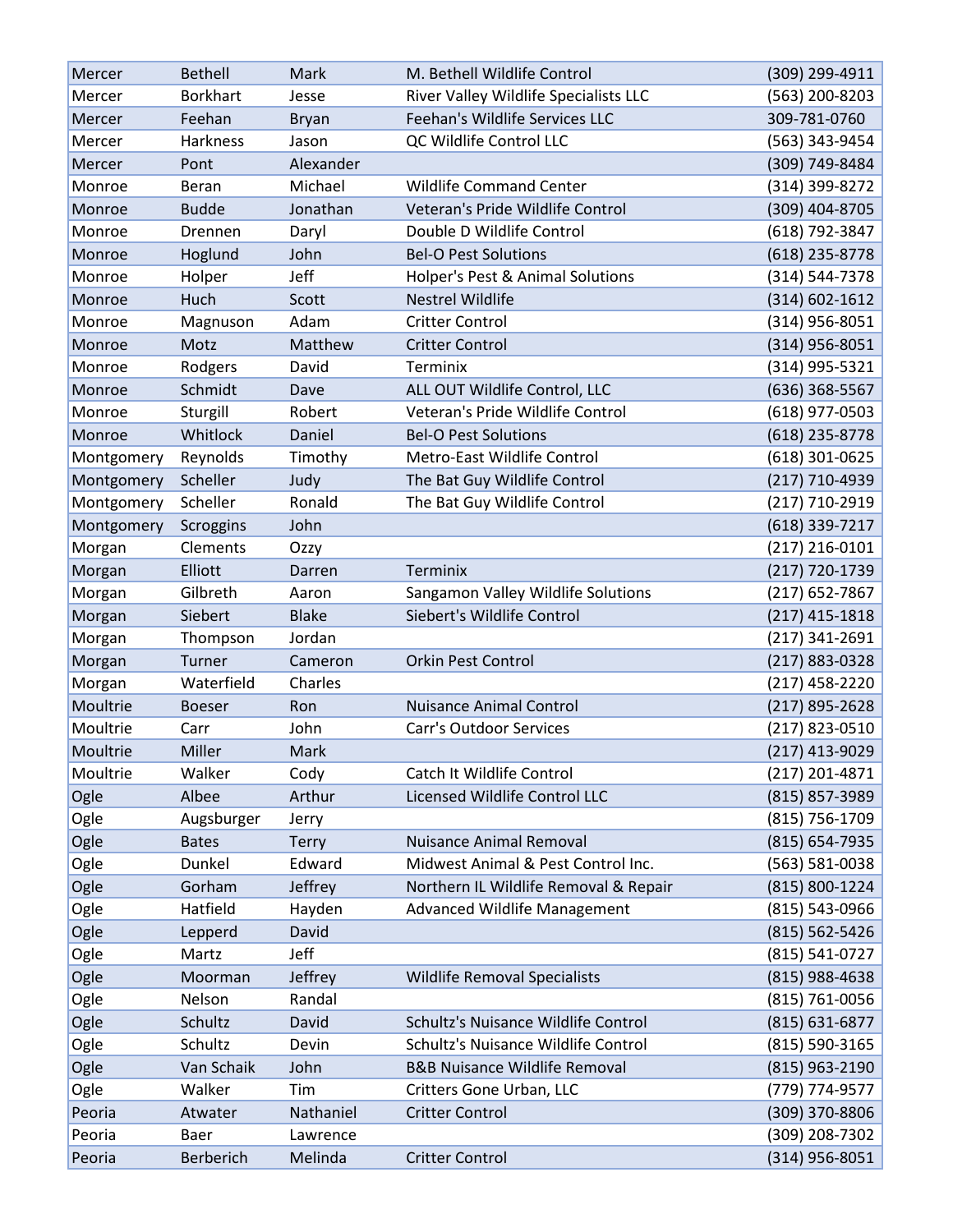| | | | | |
|---|---|---|---|---|
| Mercer | Bethell | Mark | M. Bethell Wildlife Control | (309) 299-4911 |
| Mercer | Borkhart | Jesse | River Valley Wildlife Specialists LLC | (563) 200-8203 |
| Mercer | Feehan | Bryan | Feehan's Wildlife Services LLC | 309-781-0760 |
| Mercer | Harkness | Jason | QC Wildlife Control LLC | (563) 343-9454 |
| Mercer | Pont | Alexander | | (309) 749-8484 |
| Monroe | Beran | Michael | Wildlife Command Center | (314) 399-8272 |
| Monroe | Budde | Jonathan | Veteran's Pride Wildlife Control | (309) 404-8705 |
| Monroe | Drennen | Daryl | Double D Wildlife Control | (618) 792-3847 |
| Monroe | Hoglund | John | Bel-O Pest Solutions | (618) 235-8778 |
| Monroe | Holper | Jeff | Holper's Pest & Animal Solutions | (314) 544-7378 |
| Monroe | Huch | Scott | Nestrel Wildlife | (314) 602-1612 |
| Monroe | Magnuson | Adam | Critter Control | (314) 956-8051 |
| Monroe | Motz | Matthew | Critter Control | (314) 956-8051 |
| Monroe | Rodgers | David | Terminix | (314) 995-5321 |
| Monroe | Schmidt | Dave | ALL OUT Wildlife Control, LLC | (636) 368-5567 |
| Monroe | Sturgill | Robert | Veteran's Pride Wildlife Control | (618) 977-0503 |
| Monroe | Whitlock | Daniel | Bel-O Pest Solutions | (618) 235-8778 |
| Montgomery | Reynolds | Timothy | Metro-East Wildlife Control | (618) 301-0625 |
| Montgomery | Scheller | Judy | The Bat Guy Wildlife Control | (217) 710-4939 |
| Montgomery | Scheller | Ronald | The Bat Guy Wildlife Control | (217) 710-2919 |
| Montgomery | Scroggins | John | | (618) 339-7217 |
| Morgan | Clements | Ozzy | | (217) 216-0101 |
| Morgan | Elliott | Darren | Terminix | (217) 720-1739 |
| Morgan | Gilbreth | Aaron | Sangamon Valley Wildlife Solutions | (217) 652-7867 |
| Morgan | Siebert | Blake | Siebert's Wildlife Control | (217) 415-1818 |
| Morgan | Thompson | Jordan | | (217) 341-2691 |
| Morgan | Turner | Cameron | Orkin Pest Control | (217) 883-0328 |
| Morgan | Waterfield | Charles | | (217) 458-2220 |
| Moultrie | Boeser | Ron | Nuisance Animal Control | (217) 895-2628 |
| Moultrie | Carr | John | Carr's Outdoor Services | (217) 823-0510 |
| Moultrie | Miller | Mark | | (217) 413-9029 |
| Moultrie | Walker | Cody | Catch It Wildlife Control | (217) 201-4871 |
| Ogle | Albee | Arthur | Licensed Wildlife Control LLC | (815) 857-3989 |
| Ogle | Augsburger | Jerry | | (815) 756-1709 |
| Ogle | Bates | Terry | Nuisance Animal Removal | (815) 654-7935 |
| Ogle | Dunkel | Edward | Midwest Animal & Pest Control Inc. | (563) 581-0038 |
| Ogle | Gorham | Jeffrey | Northern IL Wildlife Removal & Repair | (815) 800-1224 |
| Ogle | Hatfield | Hayden | Advanced Wildlife Management | (815) 543-0966 |
| Ogle | Lepperd | David | | (815) 562-5426 |
| Ogle | Martz | Jeff | | (815) 541-0727 |
| Ogle | Moorman | Jeffrey | Wildlife Removal Specialists | (815) 988-4638 |
| Ogle | Nelson | Randal | | (815) 761-0056 |
| Ogle | Schultz | David | Schultz's Nuisance Wildlife Control | (815) 631-6877 |
| Ogle | Schultz | Devin | Schultz's Nuisance Wildlife Control | (815) 590-3165 |
| Ogle | Van Schaik | John | B&B Nuisance Wildlife Removal | (815) 963-2190 |
| Ogle | Walker | Tim | Critters Gone Urban, LLC | (779) 774-9577 |
| Peoria | Atwater | Nathaniel | Critter Control | (309) 370-8806 |
| Peoria | Baer | Lawrence | | (309) 208-7302 |
| Peoria | Berberich | Melinda | Critter Control | (314) 956-8051 |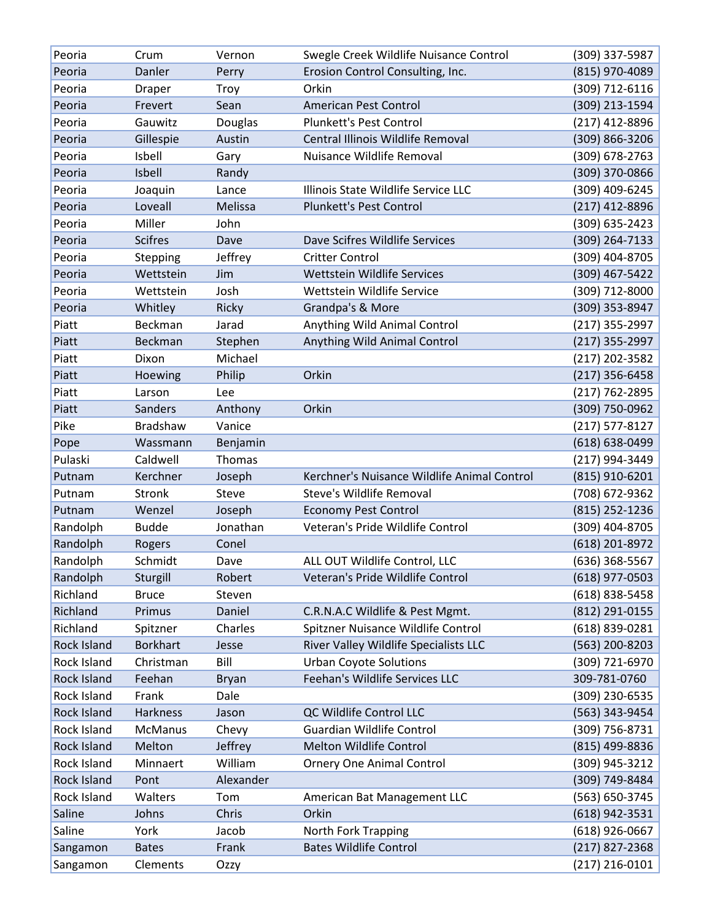| | | | | |
|---|---|---|---|---|
| Peoria | Crum | Vernon | Swegle Creek Wildlife Nuisance Control | (309) 337-5987 |
| Peoria | Danler | Perry | Erosion Control Consulting, Inc. | (815) 970-4089 |
| Peoria | Draper | Troy | Orkin | (309) 712-6116 |
| Peoria | Frevert | Sean | American Pest Control | (309) 213-1594 |
| Peoria | Gauwitz | Douglas | Plunkett's Pest Control | (217) 412-8896 |
| Peoria | Gillespie | Austin | Central Illinois Wildlife Removal | (309) 866-3206 |
| Peoria | Isbell | Gary | Nuisance Wildlife Removal | (309) 678-2763 |
| Peoria | Isbell | Randy | | (309) 370-0866 |
| Peoria | Joaquin | Lance | Illinois State Wildlife Service LLC | (309) 409-6245 |
| Peoria | Loveall | Melissa | Plunkett's Pest Control | (217) 412-8896 |
| Peoria | Miller | John | | (309) 635-2423 |
| Peoria | Scifres | Dave | Dave Scifres Wildlife Services | (309) 264-7133 |
| Peoria | Stepping | Jeffrey | Critter Control | (309) 404-8705 |
| Peoria | Wettstein | Jim | Wettstein Wildlife Services | (309) 467-5422 |
| Peoria | Wettstein | Josh | Wettstein Wildlife Service | (309) 712-8000 |
| Peoria | Whitley | Ricky | Grandpa's & More | (309) 353-8947 |
| Piatt | Beckman | Jarad | Anything Wild Animal Control | (217) 355-2997 |
| Piatt | Beckman | Stephen | Anything Wild Animal Control | (217) 355-2997 |
| Piatt | Dixon | Michael | | (217) 202-3582 |
| Piatt | Hoewing | Philip | Orkin | (217) 356-6458 |
| Piatt | Larson | Lee | | (217) 762-2895 |
| Piatt | Sanders | Anthony | Orkin | (309) 750-0962 |
| Pike | Bradshaw | Vanice | | (217) 577-8127 |
| Pope | Wassmann | Benjamin | | (618) 638-0499 |
| Pulaski | Caldwell | Thomas | | (217) 994-3449 |
| Putnam | Kerchner | Joseph | Kerchner's Nuisance Wildlife Animal Control | (815) 910-6201 |
| Putnam | Stronk | Steve | Steve's Wildlife Removal | (708) 672-9362 |
| Putnam | Wenzel | Joseph | Economy Pest Control | (815) 252-1236 |
| Randolph | Budde | Jonathan | Veteran's Pride Wildlife Control | (309) 404-8705 |
| Randolph | Rogers | Conel | | (618) 201-8972 |
| Randolph | Schmidt | Dave | ALL OUT Wildlife Control, LLC | (636) 368-5567 |
| Randolph | Sturgill | Robert | Veteran's Pride Wildlife Control | (618) 977-0503 |
| Richland | Bruce | Steven | | (618) 838-5458 |
| Richland | Primus | Daniel | C.R.N.A.C Wildlife & Pest Mgmt. | (812) 291-0155 |
| Richland | Spitzner | Charles | Spitzner Nuisance Wildlife Control | (618) 839-0281 |
| Rock Island | Borkhart | Jesse | River Valley Wildlife Specialists LLC | (563) 200-8203 |
| Rock Island | Christman | Bill | Urban Coyote Solutions | (309) 721-6970 |
| Rock Island | Feehan | Bryan | Feehan's Wildlife Services LLC | 309-781-0760 |
| Rock Island | Frank | Dale | | (309) 230-6535 |
| Rock Island | Harkness | Jason | QC Wildlife Control LLC | (563) 343-9454 |
| Rock Island | McManus | Chevy | Guardian Wildlife Control | (309) 756-8731 |
| Rock Island | Melton | Jeffrey | Melton Wildlife Control | (815) 499-8836 |
| Rock Island | Minnaert | William | Ornery One Animal Control | (309) 945-3212 |
| Rock Island | Pont | Alexander | | (309) 749-8484 |
| Rock Island | Walters | Tom | American Bat Management LLC | (563) 650-3745 |
| Saline | Johns | Chris | Orkin | (618) 942-3531 |
| Saline | York | Jacob | North Fork Trapping | (618) 926-0667 |
| Sangamon | Bates | Frank | Bates Wildlife Control | (217) 827-2368 |
| Sangamon | Clements | Ozzy | | (217) 216-0101 |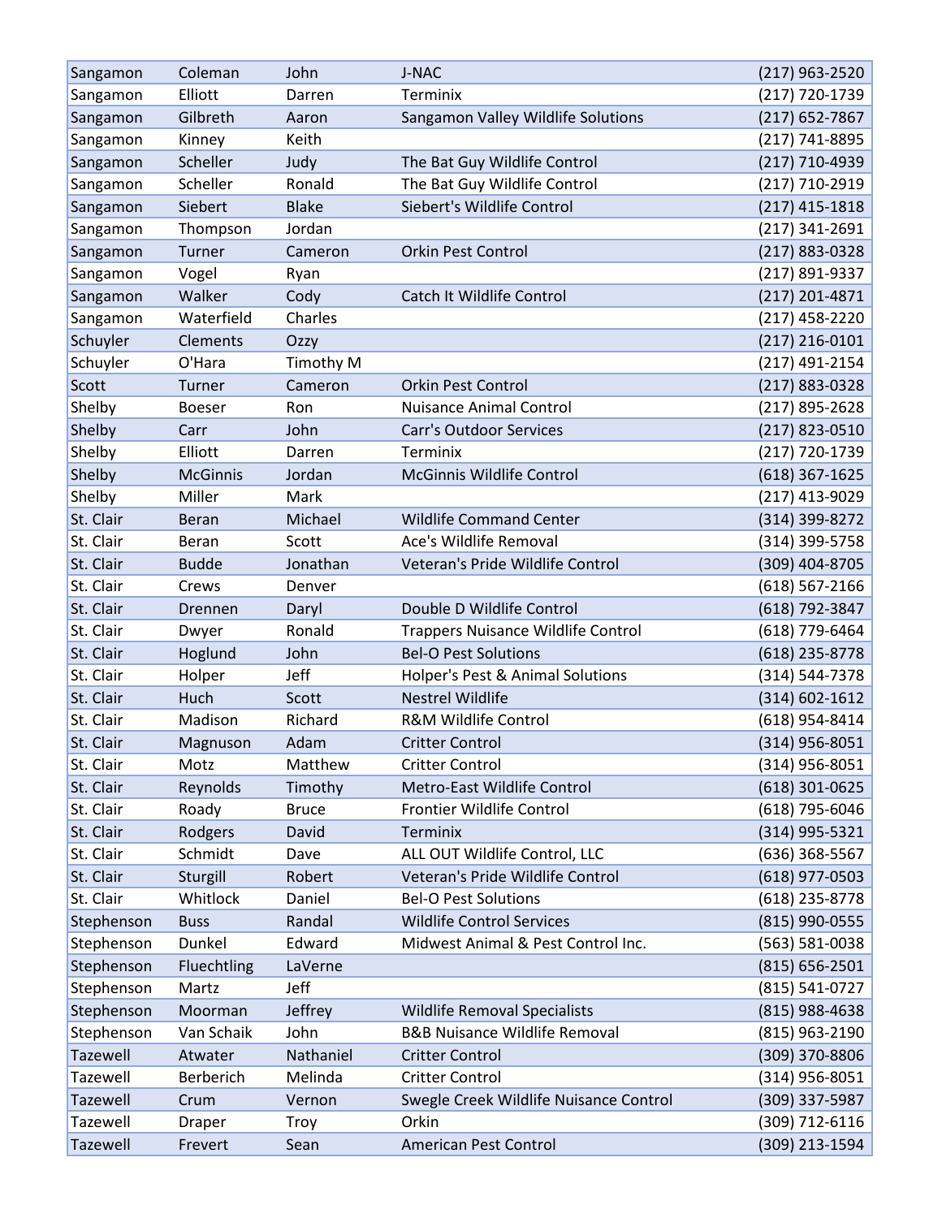| Sangamon | Coleman | John | J-NAC | (217) 963-2520 |
|---|---|---|---|---|
| Sangamon | Elliott | Darren | Terminix | (217) 720-1739 |
| Sangamon | Gilbreth | Aaron | Sangamon Valley Wildlife Solutions | (217) 652-7867 |
| Sangamon | Kinney | Keith | | (217) 741-8895 |
| Sangamon | Scheller | Judy | The Bat Guy Wildlife Control | (217) 710-4939 |
| Sangamon | Scheller | Ronald | The Bat Guy Wildlife Control | (217) 710-2919 |
| Sangamon | Siebert | Blake | Siebert's Wildlife Control | (217) 415-1818 |
| Sangamon | Thompson | Jordan | | (217) 341-2691 |
| Sangamon | Turner | Cameron | Orkin Pest Control | (217) 883-0328 |
| Sangamon | Vogel | Ryan | | (217) 891-9337 |
| Sangamon | Walker | Cody | Catch It Wildlife Control | (217) 201-4871 |
| Sangamon | Waterfield | Charles | | (217) 458-2220 |
| Schuyler | Clements | Ozzy | | (217) 216-0101 |
| Schuyler | O'Hara | Timothy M | | (217) 491-2154 |
| Scott | Turner | Cameron | Orkin Pest Control | (217) 883-0328 |
| Shelby | Boeser | Ron | Nuisance Animal Control | (217) 895-2628 |
| Shelby | Carr | John | Carr's Outdoor Services | (217) 823-0510 |
| Shelby | Elliott | Darren | Terminix | (217) 720-1739 |
| Shelby | McGinnis | Jordan | McGinnis Wildlife Control | (618) 367-1625 |
| Shelby | Miller | Mark | | (217) 413-9029 |
| St. Clair | Beran | Michael | Wildlife Command Center | (314) 399-8272 |
| St. Clair | Beran | Scott | Ace's Wildlife Removal | (314) 399-5758 |
| St. Clair | Budde | Jonathan | Veteran's Pride Wildlife Control | (309) 404-8705 |
| St. Clair | Crews | Denver | | (618) 567-2166 |
| St. Clair | Drennen | Daryl | Double D Wildlife Control | (618) 792-3847 |
| St. Clair | Dwyer | Ronald | Trappers Nuisance Wildlife Control | (618) 779-6464 |
| St. Clair | Hoglund | John | Bel-O Pest Solutions | (618) 235-8778 |
| St. Clair | Holper | Jeff | Holper's Pest & Animal Solutions | (314) 544-7378 |
| St. Clair | Huch | Scott | Nestrel Wildlife | (314) 602-1612 |
| St. Clair | Madison | Richard | R&M Wildlife Control | (618) 954-8414 |
| St. Clair | Magnuson | Adam | Critter Control | (314) 956-8051 |
| St. Clair | Motz | Matthew | Critter Control | (314) 956-8051 |
| St. Clair | Reynolds | Timothy | Metro-East Wildlife Control | (618) 301-0625 |
| St. Clair | Roady | Bruce | Frontier Wildlife Control | (618) 795-6046 |
| St. Clair | Rodgers | David | Terminix | (314) 995-5321 |
| St. Clair | Schmidt | Dave | ALL OUT Wildlife Control, LLC | (636) 368-5567 |
| St. Clair | Sturgill | Robert | Veteran's Pride Wildlife Control | (618) 977-0503 |
| St. Clair | Whitlock | Daniel | Bel-O Pest Solutions | (618) 235-8778 |
| Stephenson | Buss | Randal | Wildlife Control Services | (815) 990-0555 |
| Stephenson | Dunkel | Edward | Midwest Animal & Pest Control Inc. | (563) 581-0038 |
| Stephenson | Fluechtling | LaVerne | | (815) 656-2501 |
| Stephenson | Martz | Jeff | | (815) 541-0727 |
| Stephenson | Moorman | Jeffrey | Wildlife Removal Specialists | (815) 988-4638 |
| Stephenson | Van Schaik | John | B&B Nuisance Wildlife Removal | (815) 963-2190 |
| Tazewell | Atwater | Nathaniel | Critter Control | (309) 370-8806 |
| Tazewell | Berberich | Melinda | Critter Control | (314) 956-8051 |
| Tazewell | Crum | Vernon | Swegle Creek Wildlife Nuisance Control | (309) 337-5987 |
| Tazewell | Draper | Troy | Orkin | (309) 712-6116 |
| Tazewell | Frevert | Sean | American Pest Control | (309) 213-1594 |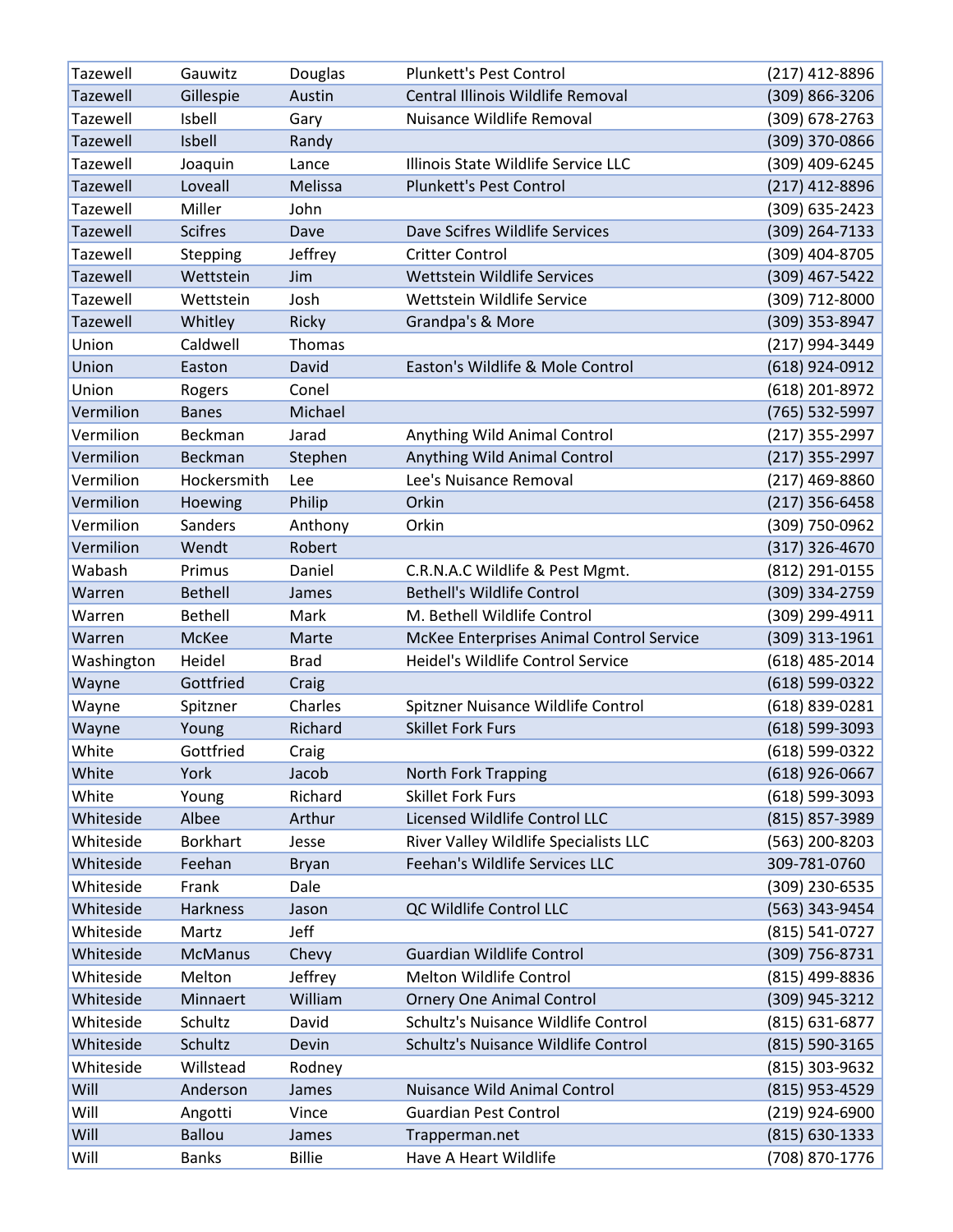| | | | | |
|---|---|---|---|---|
| Tazewell | Gauwitz | Douglas | Plunkett's Pest Control | (217) 412-8896 |
| Tazewell | Gillespie | Austin | Central Illinois Wildlife Removal | (309) 866-3206 |
| Tazewell | Isbell | Gary | Nuisance Wildlife Removal | (309) 678-2763 |
| Tazewell | Isbell | Randy | | (309) 370-0866 |
| Tazewell | Joaquin | Lance | Illinois State Wildlife Service LLC | (309) 409-6245 |
| Tazewell | Loveall | Melissa | Plunkett's Pest Control | (217) 412-8896 |
| Tazewell | Miller | John | | (309) 635-2423 |
| Tazewell | Scifres | Dave | Dave Scifres Wildlife Services | (309) 264-7133 |
| Tazewell | Stepping | Jeffrey | Critter Control | (309) 404-8705 |
| Tazewell | Wettstein | Jim | Wettstein Wildlife Services | (309) 467-5422 |
| Tazewell | Wettstein | Josh | Wettstein Wildlife Service | (309) 712-8000 |
| Tazewell | Whitley | Ricky | Grandpa's & More | (309) 353-8947 |
| Union | Caldwell | Thomas | | (217) 994-3449 |
| Union | Easton | David | Easton's Wildlife & Mole Control | (618) 924-0912 |
| Union | Rogers | Conel | | (618) 201-8972 |
| Vermilion | Banes | Michael | | (765) 532-5997 |
| Vermilion | Beckman | Jarad | Anything Wild Animal Control | (217) 355-2997 |
| Vermilion | Beckman | Stephen | Anything Wild Animal Control | (217) 355-2997 |
| Vermilion | Hockersmith | Lee | Lee's Nuisance Removal | (217) 469-8860 |
| Vermilion | Hoewing | Philip | Orkin | (217) 356-6458 |
| Vermilion | Sanders | Anthony | Orkin | (309) 750-0962 |
| Vermilion | Wendt | Robert | | (317) 326-4670 |
| Wabash | Primus | Daniel | C.R.N.A.C Wildlife & Pest Mgmt. | (812) 291-0155 |
| Warren | Bethell | James | Bethell's Wildlife Control | (309) 334-2759 |
| Warren | Bethell | Mark | M. Bethell Wildlife Control | (309) 299-4911 |
| Warren | McKee | Marte | McKee Enterprises Animal Control Service | (309) 313-1961 |
| Washington | Heidel | Brad | Heidel's Wildlife Control Service | (618) 485-2014 |
| Wayne | Gottfried | Craig | | (618) 599-0322 |
| Wayne | Spitzner | Charles | Spitzner Nuisance Wildlife Control | (618) 839-0281 |
| Wayne | Young | Richard | Skillet Fork Furs | (618) 599-3093 |
| White | Gottfried | Craig | | (618) 599-0322 |
| White | York | Jacob | North Fork Trapping | (618) 926-0667 |
| White | Young | Richard | Skillet Fork Furs | (618) 599-3093 |
| Whiteside | Albee | Arthur | Licensed Wildlife Control LLC | (815) 857-3989 |
| Whiteside | Borkhart | Jesse | River Valley Wildlife Specialists LLC | (563) 200-8203 |
| Whiteside | Feehan | Bryan | Feehan's Wildlife Services LLC | 309-781-0760 |
| Whiteside | Frank | Dale | | (309) 230-6535 |
| Whiteside | Harkness | Jason | QC Wildlife Control LLC | (563) 343-9454 |
| Whiteside | Martz | Jeff | | (815) 541-0727 |
| Whiteside | McManus | Chevy | Guardian Wildlife Control | (309) 756-8731 |
| Whiteside | Melton | Jeffrey | Melton Wildlife Control | (815) 499-8836 |
| Whiteside | Minnaert | William | Ornery One Animal Control | (309) 945-3212 |
| Whiteside | Schultz | David | Schultz's Nuisance Wildlife Control | (815) 631-6877 |
| Whiteside | Schultz | Devin | Schultz's Nuisance Wildlife Control | (815) 590-3165 |
| Whiteside | Willstead | Rodney | | (815) 303-9632 |
| Will | Anderson | James | Nuisance Wild Animal Control | (815) 953-4529 |
| Will | Angotti | Vince | Guardian Pest Control | (219) 924-6900 |
| Will | Ballou | James | Trapperman.net | (815) 630-1333 |
| Will | Banks | Billie | Have A Heart Wildlife | (708) 870-1776 |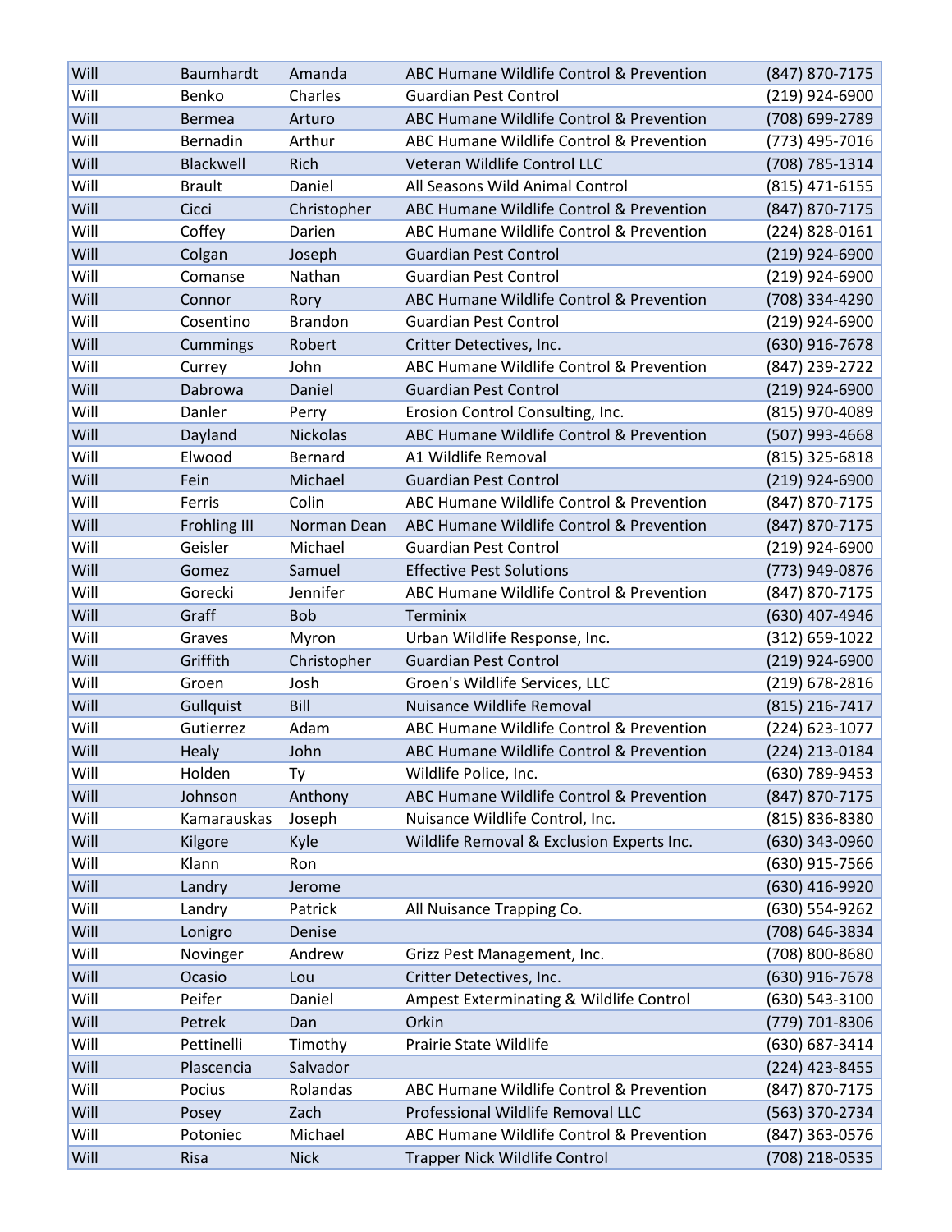| Will | Baumhardt | Amanda | ABC Humane Wildlife Control & Prevention | (847) 870-7175 |
|---|---|---|---|---|
| Will | Benko | Charles | Guardian Pest Control | (219) 924-6900 |
| Will | Bermea | Arturo | ABC Humane Wildlife Control & Prevention | (708) 699-2789 |
| Will | Bernadin | Arthur | ABC Humane Wildlife Control & Prevention | (773) 495-7016 |
| Will | Blackwell | Rich | Veteran Wildlife Control LLC | (708) 785-1314 |
| Will | Brault | Daniel | All Seasons Wild Animal Control | (815) 471-6155 |
| Will | Cicci | Christopher | ABC Humane Wildlife Control & Prevention | (847) 870-7175 |
| Will | Coffey | Darien | ABC Humane Wildlife Control & Prevention | (224) 828-0161 |
| Will | Colgan | Joseph | Guardian Pest Control | (219) 924-6900 |
| Will | Comanse | Nathan | Guardian Pest Control | (219) 924-6900 |
| Will | Connor | Rory | ABC Humane Wildlife Control & Prevention | (708) 334-4290 |
| Will | Cosentino | Brandon | Guardian Pest Control | (219) 924-6900 |
| Will | Cummings | Robert | Critter Detectives, Inc. | (630) 916-7678 |
| Will | Currey | John | ABC Humane Wildlife Control & Prevention | (847) 239-2722 |
| Will | Dabrowa | Daniel | Guardian Pest Control | (219) 924-6900 |
| Will | Danler | Perry | Erosion Control Consulting, Inc. | (815) 970-4089 |
| Will | Dayland | Nickolas | ABC Humane Wildlife Control & Prevention | (507) 993-4668 |
| Will | Elwood | Bernard | A1 Wildlife Removal | (815) 325-6818 |
| Will | Fein | Michael | Guardian Pest Control | (219) 924-6900 |
| Will | Ferris | Colin | ABC Humane Wildlife Control & Prevention | (847) 870-7175 |
| Will | Frohling III | Norman Dean | ABC Humane Wildlife Control & Prevention | (847) 870-7175 |
| Will | Geisler | Michael | Guardian Pest Control | (219) 924-6900 |
| Will | Gomez | Samuel | Effective Pest Solutions | (773) 949-0876 |
| Will | Gorecki | Jennifer | ABC Humane Wildlife Control & Prevention | (847) 870-7175 |
| Will | Graff | Bob | Terminix | (630) 407-4946 |
| Will | Graves | Myron | Urban Wildlife Response, Inc. | (312) 659-1022 |
| Will | Griffith | Christopher | Guardian Pest Control | (219) 924-6900 |
| Will | Groen | Josh | Groen's Wildlife Services, LLC | (219) 678-2816 |
| Will | Gullquist | Bill | Nuisance Wildlife Removal | (815) 216-7417 |
| Will | Gutierrez | Adam | ABC Humane Wildlife Control & Prevention | (224) 623-1077 |
| Will | Healy | John | ABC Humane Wildlife Control & Prevention | (224) 213-0184 |
| Will | Holden | Ty | Wildlife Police, Inc. | (630) 789-9453 |
| Will | Johnson | Anthony | ABC Humane Wildlife Control & Prevention | (847) 870-7175 |
| Will | Kamarauskas | Joseph | Nuisance Wildlife Control, Inc. | (815) 836-8380 |
| Will | Kilgore | Kyle | Wildlife Removal & Exclusion Experts Inc. | (630) 343-0960 |
| Will | Klann | Ron | | (630) 915-7566 |
| Will | Landry | Jerome | | (630) 416-9920 |
| Will | Landry | Patrick | All Nuisance Trapping Co. | (630) 554-9262 |
| Will | Lonigro | Denise | | (708) 646-3834 |
| Will | Novinger | Andrew | Grizz Pest Management, Inc. | (708) 800-8680 |
| Will | Ocasio | Lou | Critter Detectives, Inc. | (630) 916-7678 |
| Will | Peifer | Daniel | Ampest Exterminating & Wildlife Control | (630) 543-3100 |
| Will | Petrek | Dan | Orkin | (779) 701-8306 |
| Will | Pettinelli | Timothy | Prairie State Wildlife | (630) 687-3414 |
| Will | Plascencia | Salvador | | (224) 423-8455 |
| Will | Pocius | Rolandas | ABC Humane Wildlife Control & Prevention | (847) 870-7175 |
| Will | Posey | Zach | Professional Wildlife Removal LLC | (563) 370-2734 |
| Will | Potoniec | Michael | ABC Humane Wildlife Control & Prevention | (847) 363-0576 |
| Will | Risa | Nick | Trapper Nick Wildlife Control | (708) 218-0535 |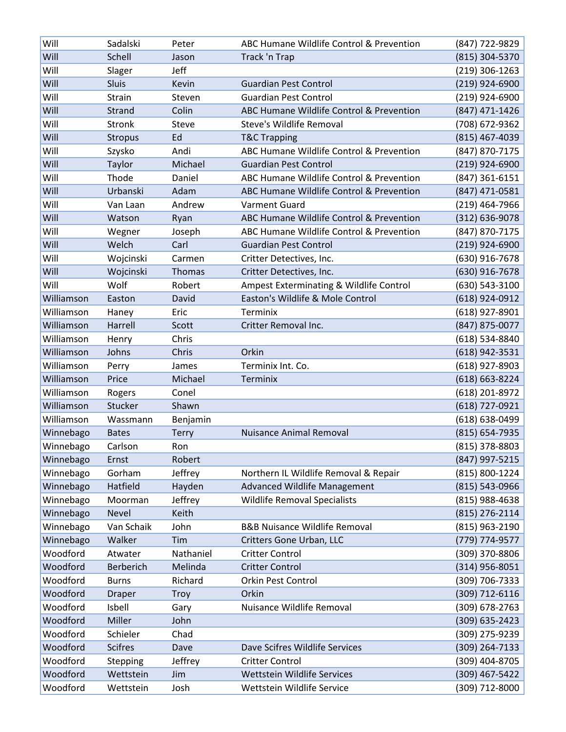| | | | | |
|---|---|---|---|---|
| Will | Sadalski | Peter | ABC Humane Wildlife Control & Prevention | (847) 722-9829 |
| Will | Schell | Jason | Track 'n Trap | (815) 304-5370 |
| Will | Slager | Jeff | | (219) 306-1263 |
| Will | Sluis | Kevin | Guardian Pest Control | (219) 924-6900 |
| Will | Strain | Steven | Guardian Pest Control | (219) 924-6900 |
| Will | Strand | Colin | ABC Humane Wildlife Control & Prevention | (847) 471-1426 |
| Will | Stronk | Steve | Steve's Wildlife Removal | (708) 672-9362 |
| Will | Stropus | Ed | T&C Trapping | (815) 467-4039 |
| Will | Szysko | Andi | ABC Humane Wildlife Control & Prevention | (847) 870-7175 |
| Will | Taylor | Michael | Guardian Pest Control | (219) 924-6900 |
| Will | Thode | Daniel | ABC Humane Wildlife Control & Prevention | (847) 361-6151 |
| Will | Urbanski | Adam | ABC Humane Wildlife Control & Prevention | (847) 471-0581 |
| Will | Van Laan | Andrew | Varment Guard | (219) 464-7966 |
| Will | Watson | Ryan | ABC Humane Wildlife Control & Prevention | (312) 636-9078 |
| Will | Wegner | Joseph | ABC Humane Wildlife Control & Prevention | (847) 870-7175 |
| Will | Welch | Carl | Guardian Pest Control | (219) 924-6900 |
| Will | Wojcinski | Carmen | Critter Detectives, Inc. | (630) 916-7678 |
| Will | Wojcinski | Thomas | Critter Detectives, Inc. | (630) 916-7678 |
| Will | Wolf | Robert | Ampest Exterminating & Wildlife Control | (630) 543-3100 |
| Williamson | Easton | David | Easton's Wildlife & Mole Control | (618) 924-0912 |
| Williamson | Haney | Eric | Terminix | (618) 927-8901 |
| Williamson | Harrell | Scott | Critter Removal Inc. | (847) 875-0077 |
| Williamson | Henry | Chris | | (618) 534-8840 |
| Williamson | Johns | Chris | Orkin | (618) 942-3531 |
| Williamson | Perry | James | Terminix Int. Co. | (618) 927-8903 |
| Williamson | Price | Michael | Terminix | (618) 663-8224 |
| Williamson | Rogers | Conel | | (618) 201-8972 |
| Williamson | Stucker | Shawn | | (618) 727-0921 |
| Williamson | Wassmann | Benjamin | | (618) 638-0499 |
| Winnebago | Bates | Terry | Nuisance Animal Removal | (815) 654-7935 |
| Winnebago | Carlson | Ron | | (815) 378-8803 |
| Winnebago | Ernst | Robert | | (847) 997-5215 |
| Winnebago | Gorham | Jeffrey | Northern IL Wildlife Removal & Repair | (815) 800-1224 |
| Winnebago | Hatfield | Hayden | Advanced Wildlife Management | (815) 543-0966 |
| Winnebago | Moorman | Jeffrey | Wildlife Removal Specialists | (815) 988-4638 |
| Winnebago | Nevel | Keith | | (815) 276-2114 |
| Winnebago | Van Schaik | John | B&B Nuisance Wildlife Removal | (815) 963-2190 |
| Winnebago | Walker | Tim | Critters Gone Urban, LLC | (779) 774-9577 |
| Woodford | Atwater | Nathaniel | Critter Control | (309) 370-8806 |
| Woodford | Berberich | Melinda | Critter Control | (314) 956-8051 |
| Woodford | Burns | Richard | Orkin Pest Control | (309) 706-7333 |
| Woodford | Draper | Troy | Orkin | (309) 712-6116 |
| Woodford | Isbell | Gary | Nuisance Wildlife Removal | (309) 678-2763 |
| Woodford | Miller | John | | (309) 635-2423 |
| Woodford | Schieler | Chad | | (309) 275-9239 |
| Woodford | Scifres | Dave | Dave Scifres Wildlife Services | (309) 264-7133 |
| Woodford | Stepping | Jeffrey | Critter Control | (309) 404-8705 |
| Woodford | Wettstein | Jim | Wettstein Wildlife Services | (309) 467-5422 |
| Woodford | Wettstein | Josh | Wettstein Wildlife Service | (309) 712-8000 |